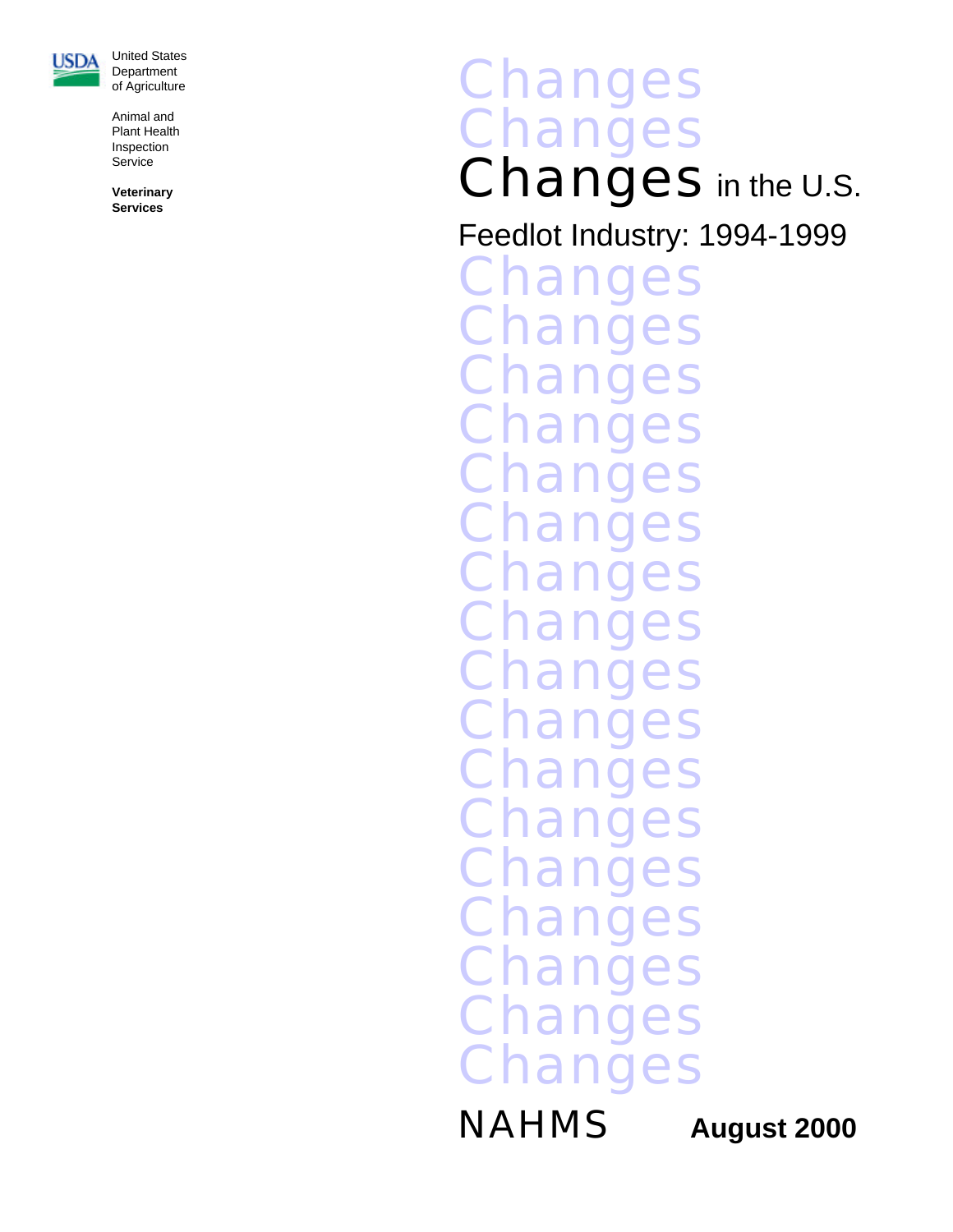United States Department of Agriculture

Animal and Plant Health Inspection Service

**Veterinary Services**

# Changes in the U.S. Feedlot Industry: 1994-1999

NAHMS **August 2000**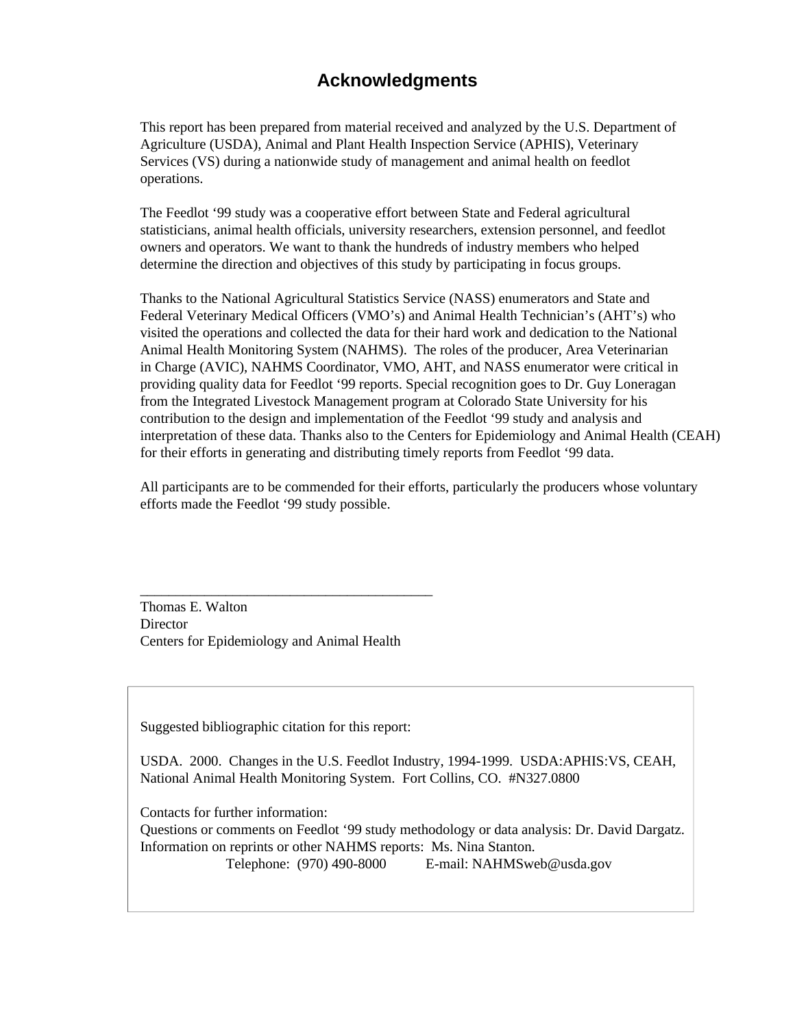# Acknowledgments

This report has been prepared from material received and analyzed by the U.S. Department of Agriculture (USDA), Animal and Plant Health Inspection Service (APHIS), Veterinary Services (VS) during a nationwide study of management and animal health on feedlot operations.

The Feedlot '99 study was a cooperative effort between State and Federal agricultural statisticians, animal health officials, university researchers, extension personnel, and feedlot owners and operators. We want to thank the hundreds of industry members who helped determine the direction and objectives of this study by participating in focus groups.

Thanks to the National Agricultural Statistics Service (NASS) enumerators and State and Federal Veterinary Medical Officers (VMO's) and Animal Health Technician's (AHT's) who visited the operations and collected the data for their hard work and dedication to the National Animal Health Monitoring System (NAHMS). The roles of the producer, Area Veterinarian in Charge (AVIC), NAHMS Coordinator, VMO, AHT, and NASS enumerator were critical in providing quality data for Feedlot '99 reports. Special recognition goes to Dr. Guy Loneragan from the Integrated Livestock Management program at Colorado State University for his contribution to the design and implementation of the Feedlot '99 study and analysis and interpretation of these data. Thanks also to the Centers for Epidemiology and Animal Health (CEAH) for their efforts in generating and distributing timely reports from Feedlot '99 data.

All participants are to be commended for their efforts, particularly the producers whose voluntary efforts made the Feedlot '99 study possible.

\_\_\_\_\_\_\_\_\_\_\_\_\_\_\_\_\_\_\_\_\_\_\_\_\_\_\_\_\_\_\_\_\_\_\_\_\_\_\_\_

Thomas E. Walton
Director
Centers for Epidemiology and Animal Health

Suggested bibliographic citation for this report:

USDA. 2000. Changes in the U.S. Feedlot Industry, 1994-1999. USDA:APHIS:VS, CEAH, National Animal Health Monitoring System. Fort Collins, CO. #N327.0800

Contacts for further information:
Questions or comments on Feedlot '99 study methodology or data analysis: Dr. David Dargatz.
Information on reprints or other NAHMS reports: Ms. Nina Stanton.
Telephone: (970) 490-8000 E-mail: NAHMSweb@usda.gov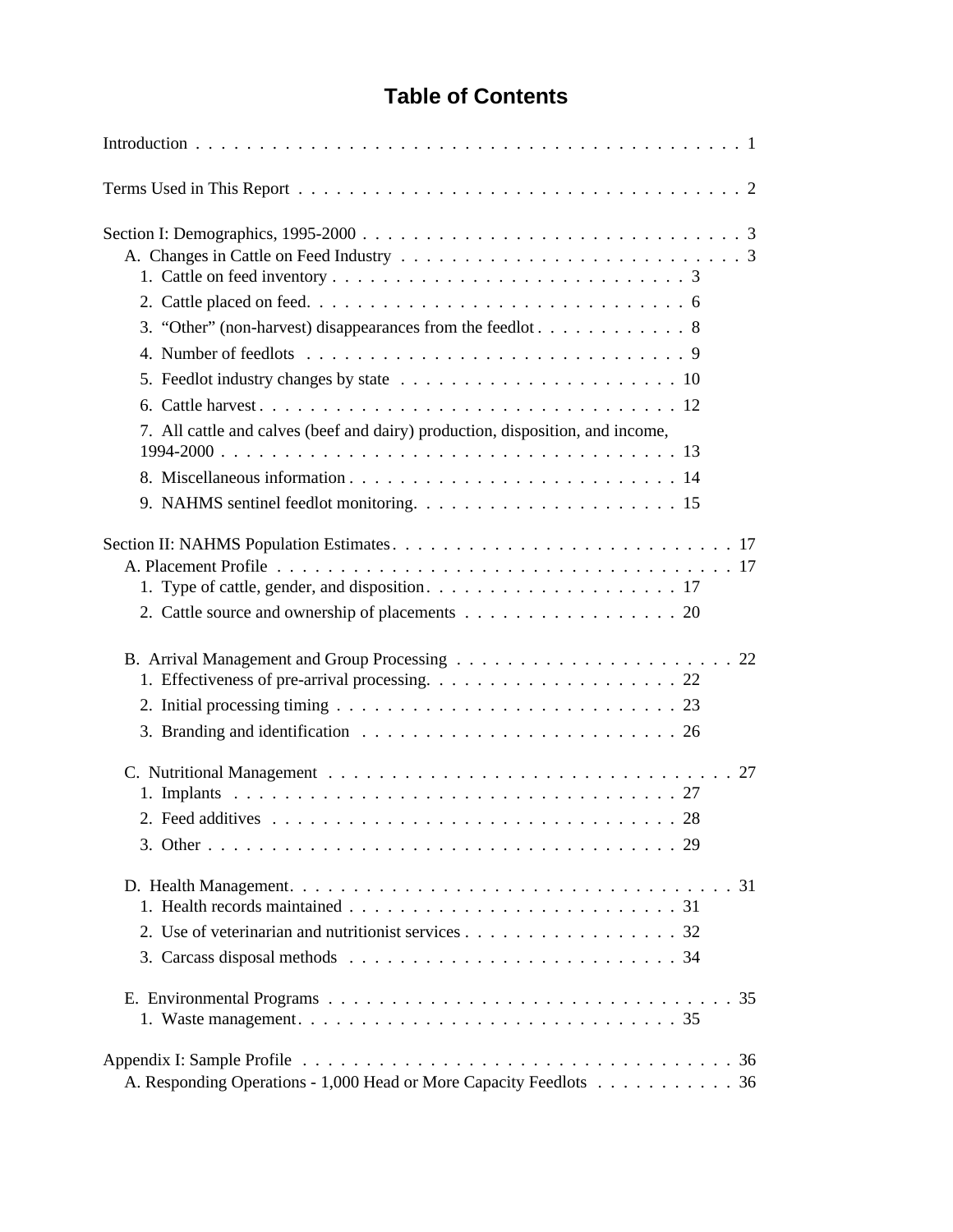# Table of Contents

Introduction . . . . . . . . . . 1

Terms Used in This Report . . . . . . . . . . 2

Section I: Demographics, 1995-2000 . . . . . . . . . . 3

- A. Changes in Cattle on Feed Industry . . . . . . . . . . 3
  - 1. Cattle on feed inventory . . . . . . . . . . 3
  - 2. Cattle placed on feed. . . . . . . . . . . 6
  - 3. "Other" (non-harvest) disappearances from the feedlot . . . . . . . . . . 8
  - 4. Number of feedlots . . . . . . . . . . 9
  - 5. Feedlot industry changes by state . . . . . . . . . . 10
  - 6. Cattle harvest . . . . . . . . . . 12
  - 7. All cattle and calves (beef and dairy) production, disposition, and income, 1994-2000 . . . . . . . . . . 13
  - 8. Miscellaneous information . . . . . . . . . . 14
  - 9. NAHMS sentinel feedlot monitoring. . . . . . . . . . . 15

Section II: NAHMS Population Estimates . . . . . . . . . . 17

- A. Placement Profile . . . . . . . . . . 17
  - 1. Type of cattle, gender, and disposition . . . . . . . . . . 17
  - 2. Cattle source and ownership of placements . . . . . . . . . . 20
- B. Arrival Management and Group Processing . . . . . . . . . . 22
  - 1. Effectiveness of pre-arrival processing. . . . . . . . . . . 22
  - 2. Initial processing timing . . . . . . . . . . 23
  - 3. Branding and identification . . . . . . . . . . 26
- C. Nutritional Management . . . . . . . . . . 27
  - 1. Implants . . . . . . . . . . 27
  - 2. Feed additives . . . . . . . . . . 28
  - 3. Other . . . . . . . . . . 29
- D. Health Management. . . . . . . . . . . 31
  - 1. Health records maintained . . . . . . . . . . 31
  - 2. Use of veterinarian and nutritionist services . . . . . . . . . . 32
  - 3. Carcass disposal methods . . . . . . . . . . 34
- E. Environmental Programs . . . . . . . . . . 35
  - 1. Waste management . . . . . . . . . . 35

Appendix I: Sample Profile . . . . . . . . . . 36

- A. Responding Operations - 1,000 Head or More Capacity Feedlots . . . . . . . . . . 36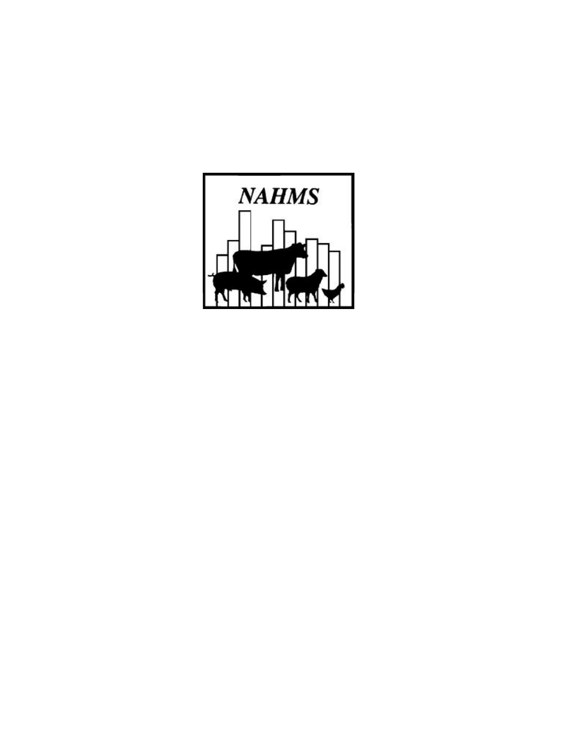NAHMS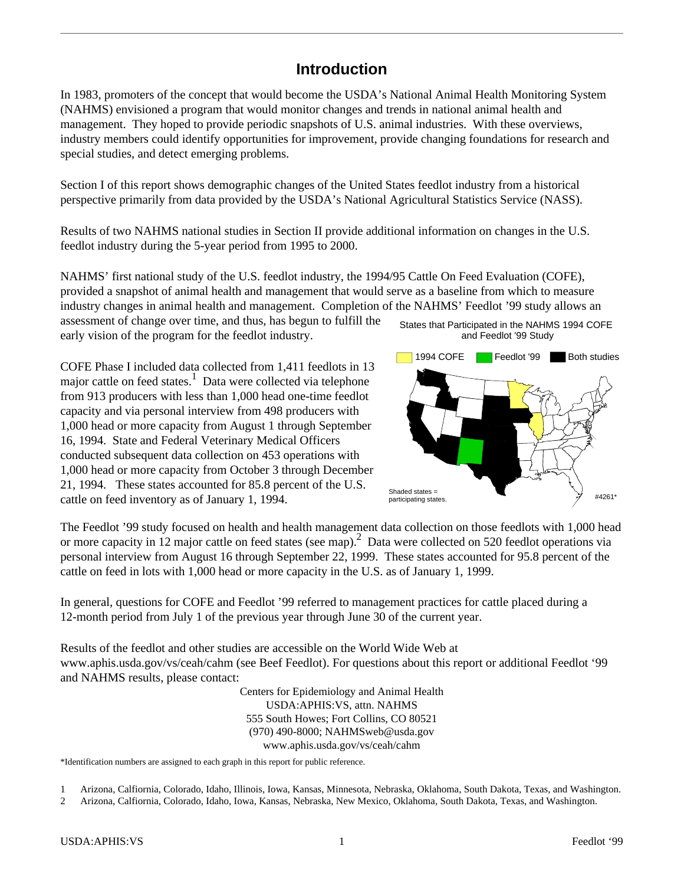# Introduction

In 1983, promoters of the concept that would become the USDA's National Animal Health Monitoring System (NAHMS) envisioned a program that would monitor changes and trends in national animal health and management. They hoped to provide periodic snapshots of U.S. animal industries. With these overviews, industry members could identify opportunities for improvement, provide changing foundations for research and special studies, and detect emerging problems.

Section I of this report shows demographic changes of the United States feedlot industry from a historical perspective primarily from data provided by the USDA's National Agricultural Statistics Service (NASS).

Results of two NAHMS national studies in Section II provide additional information on changes in the U.S. feedlot industry during the 5-year period from 1995 to 2000.

NAHMS' first national study of the U.S. feedlot industry, the 1994/95 Cattle On Feed Evaluation (COFE), provided a snapshot of animal health and management that would serve as a baseline from which to measure industry changes in animal health and management. Completion of the NAHMS' Feedlot '99 study allows an assessment of change over time, and thus, has begun to fulfill the early vision of the program for the feedlot industry.

COFE Phase I included data collected from 1,411 feedlots in 13 major cattle on feed states.[1] Data were collected via telephone from 913 producers with less than 1,000 head one-time feedlot capacity and via personal interview from 498 producers with 1,000 head or more capacity from August 1 through September 16, 1994. State and Federal Veterinary Medical Officers conducted subsequent data collection on 453 operations with 1,000 head or more capacity from October 3 through December 21, 1994. These states accounted for 85.8 percent of the U.S. cattle on feed inventory as of January 1, 1994.

States that Participated in the NAHMS 1994 COFE and Feedlot '99 Study

1994 COFE | Feedlot '99 | Both studies

Shaded states = participating states.

#4261*

The Feedlot '99 study focused on health and health management data collection on those feedlots with 1,000 head or more capacity in 12 major cattle on feed states (see map).[2] Data were collected on 520 feedlot operations via personal interview from August 16 through September 22, 1999. These states accounted for 95.8 percent of the cattle on feed in lots with 1,000 head or more capacity in the U.S. as of January 1, 1999.

In general, questions for COFE and Feedlot '99 referred to management practices for cattle placed during a 12-month period from July 1 of the previous year through June 30 of the current year.

Results of the feedlot and other studies are accessible on the World Wide Web at www.aphis.usda.gov/vs/ceah/cahm (see Beef Feedlot). For questions about this report or additional Feedlot '99 and NAHMS results, please contact:

Centers for Epidemiology and Animal Health
USDA:APHIS:VS, attn. NAHMS
555 South Howes; Fort Collins, CO 80521
(970) 490-8000; NAHMSweb@usda.gov
www.aphis.usda.gov/vs/ceah/cahm

*Identification numbers are assigned to each graph in this report for public reference.

1 Arizona, Calfiornia, Colorado, Idaho, Illinois, Iowa, Kansas, Minnesota, Nebraska, Oklahoma, South Dakota, Texas, and Washington.

2 Arizona, Calfiornia, Colorado, Idaho, Iowa, Kansas, Nebraska, New Mexico, Oklahoma, South Dakota, Texas, and Washington.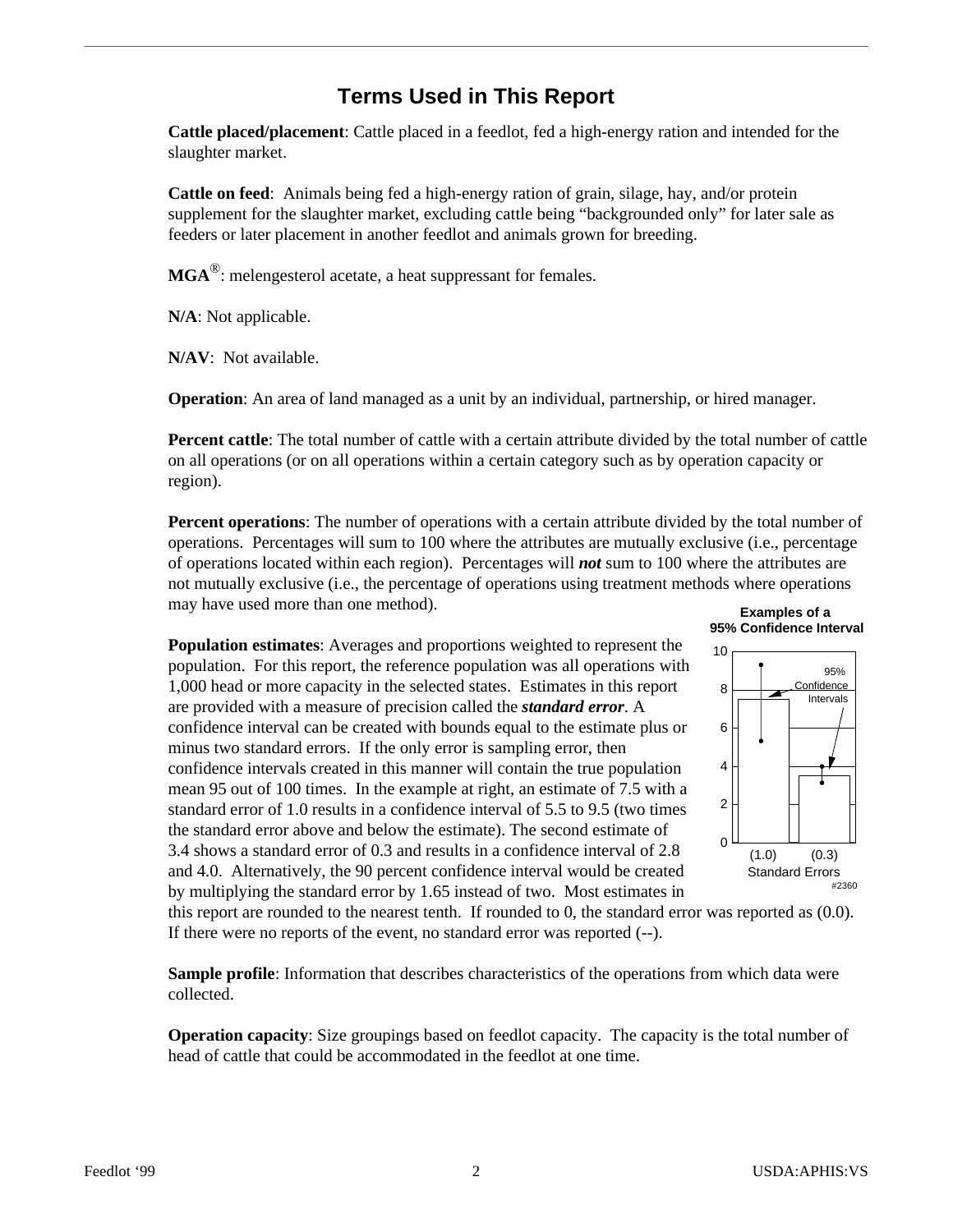# Terms Used in This Report

**Cattle placed/placement**: Cattle placed in a feedlot, fed a high-energy ration and intended for the slaughter market.

**Cattle on feed**: Animals being fed a high-energy ration of grain, silage, hay, and/or protein supplement for the slaughter market, excluding cattle being "backgrounded only" for later sale as feeders or later placement in another feedlot and animals grown for breeding.

**MGA®**: melengesterol acetate, a heat suppressant for females.

**N/A**: Not applicable.

**N/AV**: Not available.

**Operation**: An area of land managed as a unit by an individual, partnership, or hired manager.

**Percent cattle**: The total number of cattle with a certain attribute divided by the total number of cattle on all operations (or on all operations within a certain category such as by operation capacity or region).

**Percent operations**: The number of operations with a certain attribute divided by the total number of operations. Percentages will sum to 100 where the attributes are mutually exclusive (i.e., percentage of operations located within each region). Percentages will ***not*** sum to 100 where the attributes are not mutually exclusive (i.e., the percentage of operations using treatment methods where operations may have used more than one method).

**Population estimates**: Averages and proportions weighted to represent the population. For this report, the reference population was all operations with 1,000 head or more capacity in the selected states. Estimates in this report are provided with a measure of precision called the ***standard error***. A confidence interval can be created with bounds equal to the estimate plus or minus two standard errors. If the only error is sampling error, then confidence intervals created in this manner will contain the true population mean 95 out of 100 times. In the example at right, an estimate of 7.5 with a standard error of 1.0 results in a confidence interval of 5.5 to 9.5 (two times the standard error above and below the estimate). The second estimate of 3.4 shows a standard error of 0.3 and results in a confidence interval of 2.8 and 4.0. Alternatively, the 90 percent confidence interval would be created by multiplying the standard error by 1.65 instead of two. Most estimates in this report are rounded to the nearest tenth. If rounded to 0, the standard error was reported as (0.0). If there were no reports of the event, no standard error was reported (--).

**Examples of a 95% Confidence Interval**

(Chart: bars with 95% Confidence Intervals; Standard Errors (1.0) and (0.3); #2360)

**Sample profile**: Information that describes characteristics of the operations from which data were collected.

**Operation capacity**: Size groupings based on feedlot capacity. The capacity is the total number of head of cattle that could be accommodated in the feedlot at one time.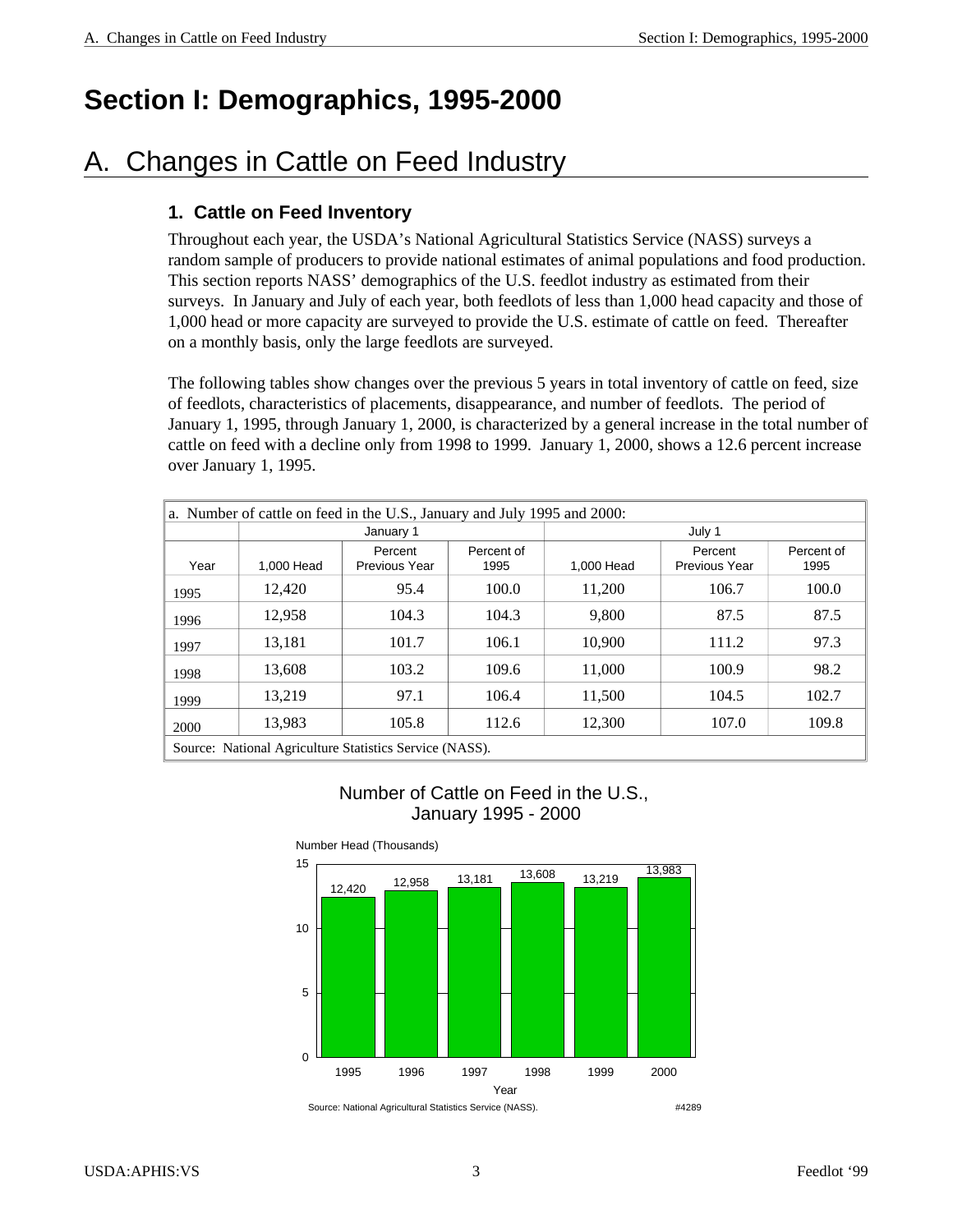# Section I: Demographics, 1995-2000

## A. Changes in Cattle on Feed Industry

### 1. Cattle on Feed Inventory

Throughout each year, the USDA's National Agricultural Statistics Service (NASS) surveys a random sample of producers to provide national estimates of animal populations and food production. This section reports NASS' demographics of the U.S. feedlot industry as estimated from their surveys. In January and July of each year, both feedlots of less than 1,000 head capacity and those of 1,000 head or more capacity are surveyed to provide the U.S. estimate of cattle on feed. Thereafter on a monthly basis, only the large feedlots are surveyed.

The following tables show changes over the previous 5 years in total inventory of cattle on feed, size of feedlots, characteristics of placements, disappearance, and number of feedlots. The period of January 1, 1995, through January 1, 2000, is characterized by a general increase in the total number of cattle on feed with a decline only from 1998 to 1999. January 1, 2000, shows a 12.6 percent increase over January 1, 1995.

a. Number of cattle on feed in the U.S., January and July 1995 and 2000:

| | January 1 | | | July 1 | | |
|---|---|---|---|---|---|---|
| Year | 1,000 Head | Percent Previous Year | Percent of 1995 | 1,000 Head | Percent Previous Year | Percent of 1995 |
| 1995 | 12,420 | 95.4 | 100.0 | 11,200 | 106.7 | 100.0 |
| 1996 | 12,958 | 104.3 | 104.3 | 9,800 | 87.5 | 87.5 |
| 1997 | 13,181 | 101.7 | 106.1 | 10,900 | 111.2 | 97.3 |
| 1998 | 13,608 | 103.2 | 109.6 | 11,000 | 100.9 | 98.2 |
| 1999 | 13,219 | 97.1 | 106.4 | 11,500 | 104.5 | 102.7 |
| 2000 | 13,983 | 105.8 | 112.6 | 12,300 | 107.0 | 109.8 |

Source: National Agriculture Statistics Service (NASS).

Number of Cattle on Feed in the U.S., January 1995 - 2000

| Year | Number Head (Thousands) |
|---|---|
| 1995 | 12,420 |
| 1996 | 12,958 |
| 1997 | 13,181 |
| 1998 | 13,608 |
| 1999 | 13,219 |
| 2000 | 13,983 |

Source: National Agricultural Statistics Service (NASS). #4289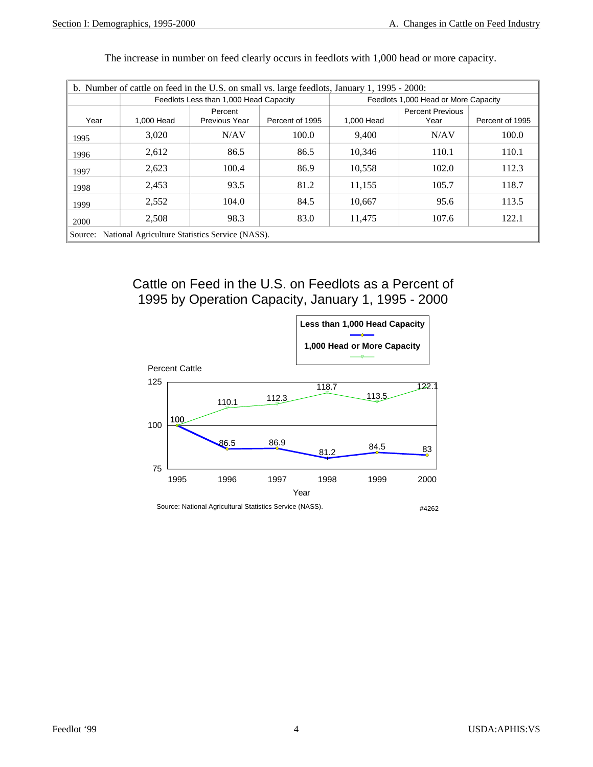The increase in number on feed clearly occurs in feedlots with 1,000 head or more capacity.

b. Number of cattle on feed in the U.S. on small vs. large feedlots, January 1, 1995 - 2000:

| | Feedlots Less than 1,000 Head Capacity | | | Feedlots 1,000 Head or More Capacity | | |
|---|---|---|---|---|---|---|
| Year | 1,000 Head | Percent Previous Year | Percent of 1995 | 1,000 Head | Percent Previous Year | Percent of 1995 |
| 1995 | 3,020 | N/AV | 100.0 | 9,400 | N/AV | 100.0 |
| 1996 | 2,612 | 86.5 | 86.5 | 10,346 | 110.1 | 110.1 |
| 1997 | 2,623 | 100.4 | 86.9 | 10,558 | 102.0 | 112.3 |
| 1998 | 2,453 | 93.5 | 81.2 | 11,155 | 105.7 | 118.7 |
| 1999 | 2,552 | 104.0 | 84.5 | 10,667 | 95.6 | 113.5 |
| 2000 | 2,508 | 98.3 | 83.0 | 11,475 | 107.6 | 122.1 |

Source: National Agriculture Statistics Service (NASS).

## Cattle on Feed in the U.S. on Feedlots as a Percent of 1995 by Operation Capacity, January 1, 1995 - 2000

Less than 1,000 Head Capacity

1,000 Head or More Capacity

Percent Cattle

| Year | Less than 1,000 Head Capacity | 1,000 Head or More Capacity |
|---|---|---|
| 1995 | 100 | 100 |
| 1996 | 86.5 | 110.1 |
| 1997 | 86.9 | 112.3 |
| 1998 | 81.2 | 118.7 |
| 1999 | 84.5 | 113.5 |
| 2000 | 83 | 122.1 |

Source: National Agricultural Statistics Service (NASS).

#4262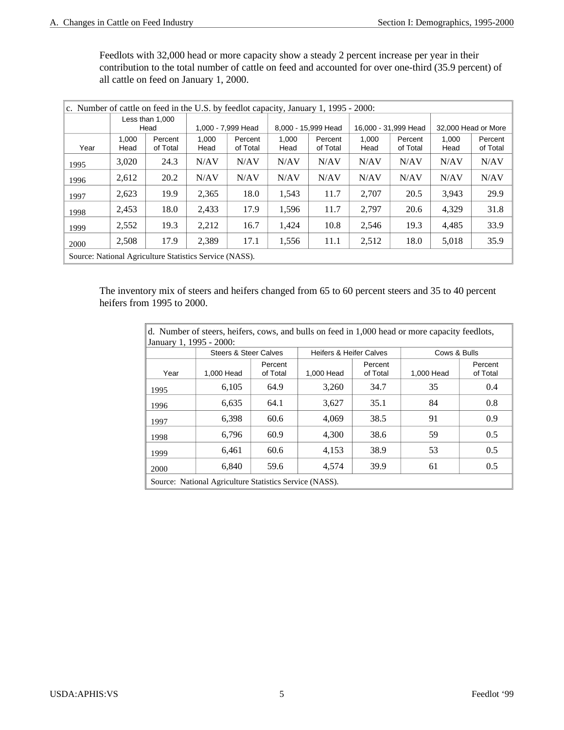Feedlots with 32,000 head or more capacity show a steady 2 percent increase per year in their contribution to the total number of cattle on feed and accounted for over one-third (35.9 percent) of all cattle on feed on January 1, 2000.

c. Number of cattle on feed in the U.S. by feedlot capacity, January 1, 1995 - 2000:

| | Less than 1,000 Head | | 1,000 - 7,999 Head | | 8,000 - 15,999 Head | | 16,000 - 31,999 Head | | 32,000 Head or More | |
|---|---|---|---|---|---|---|---|---|---|---|
| Year | 1,000 Head | Percent of Total | 1,000 Head | Percent of Total | 1,000 Head | Percent of Total | 1,000 Head | Percent of Total | 1,000 Head | Percent of Total |
| 1995 | 3,020 | 24.3 | N/AV | N/AV | N/AV | N/AV | N/AV | N/AV | N/AV | N/AV |
| 1996 | 2,612 | 20.2 | N/AV | N/AV | N/AV | N/AV | N/AV | N/AV | N/AV | N/AV |
| 1997 | 2,623 | 19.9 | 2,365 | 18.0 | 1,543 | 11.7 | 2,707 | 20.5 | 3,943 | 29.9 |
| 1998 | 2,453 | 18.0 | 2,433 | 17.9 | 1,596 | 11.7 | 2,797 | 20.6 | 4,329 | 31.8 |
| 1999 | 2,552 | 19.3 | 2,212 | 16.7 | 1,424 | 10.8 | 2,546 | 19.3 | 4,485 | 33.9 |
| 2000 | 2,508 | 17.9 | 2,389 | 17.1 | 1,556 | 11.1 | 2,512 | 18.0 | 5,018 | 35.9 |

Source: National Agriculture Statistics Service (NASS).

The inventory mix of steers and heifers changed from 65 to 60 percent steers and 35 to 40 percent heifers from 1995 to 2000.

d. Number of steers, heifers, cows, and bulls on feed in 1,000 head or more capacity feedlots, January 1, 1995 - 2000:

| | Steers & Steer Calves | | Heifers & Heifer Calves | | Cows & Bulls | |
|---|---|---|---|---|---|---|
| Year | 1,000 Head | Percent of Total | 1,000 Head | Percent of Total | 1,000 Head | Percent of Total |
| 1995 | 6,105 | 64.9 | 3,260 | 34.7 | 35 | 0.4 |
| 1996 | 6,635 | 64.1 | 3,627 | 35.1 | 84 | 0.8 |
| 1997 | 6,398 | 60.6 | 4,069 | 38.5 | 91 | 0.9 |
| 1998 | 6,796 | 60.9 | 4,300 | 38.6 | 59 | 0.5 |
| 1999 | 6,461 | 60.6 | 4,153 | 38.9 | 53 | 0.5 |
| 2000 | 6,840 | 59.6 | 4,574 | 39.9 | 61 | 0.5 |

Source: National Agriculture Statistics Service (NASS).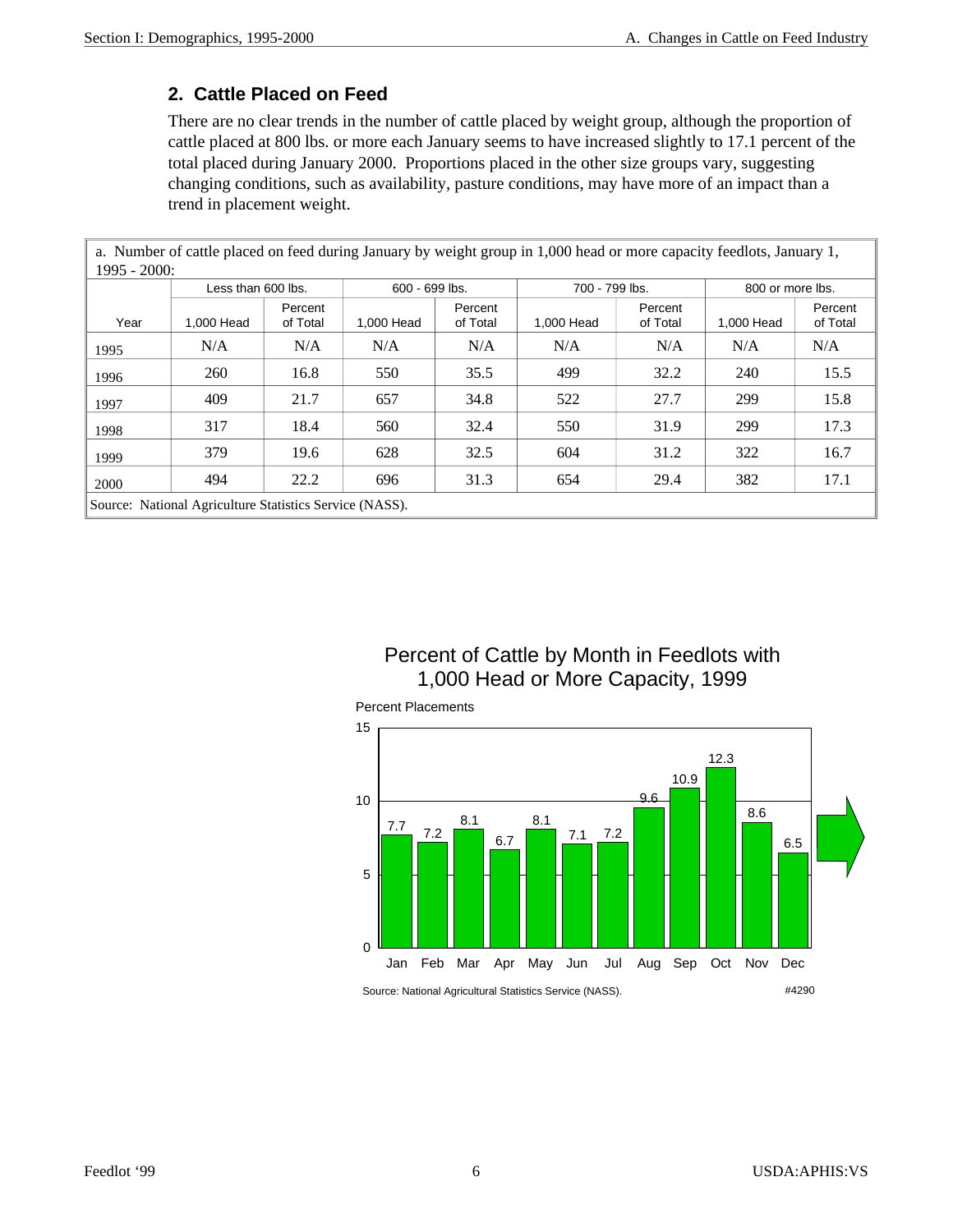## 2. Cattle Placed on Feed

There are no clear trends in the number of cattle placed by weight group, although the proportion of cattle placed at 800 lbs. or more each January seems to have increased slightly to 17.1 percent of the total placed during January 2000. Proportions placed in the other size groups vary, suggesting changing conditions, such as availability, pasture conditions, may have more of an impact than a trend in placement weight.

a. Number of cattle placed on feed during January by weight group in 1,000 head or more capacity feedlots, January 1, 1995 - 2000:

| | Less than 600 lbs. | | 600 - 699 lbs. | | 700 - 799 lbs. | | 800 or more lbs. | |
|---|---|---|---|---|---|---|---|---|
| Year | 1,000 Head | Percent of Total | 1,000 Head | Percent of Total | 1,000 Head | Percent of Total | 1,000 Head | Percent of Total |
| 1995 | N/A | N/A | N/A | N/A | N/A | N/A | N/A | N/A |
| 1996 | 260 | 16.8 | 550 | 35.5 | 499 | 32.2 | 240 | 15.5 |
| 1997 | 409 | 21.7 | 657 | 34.8 | 522 | 27.7 | 299 | 15.8 |
| 1998 | 317 | 18.4 | 560 | 32.4 | 550 | 31.9 | 299 | 17.3 |
| 1999 | 379 | 19.6 | 628 | 32.5 | 604 | 31.2 | 322 | 16.7 |
| 2000 | 494 | 22.2 | 696 | 31.3 | 654 | 29.4 | 382 | 17.1 |

Source: National Agriculture Statistics Service (NASS).

**Percent of Cattle by Month in Feedlots with 1,000 Head or More Capacity, 1999**

Percent Placements

| Month | Percent |
|---|---|
| Jan | 7.7 |
| Feb | 7.2 |
| Mar | 8.1 |
| Apr | 6.7 |
| May | 8.1 |
| Jun | 7.1 |
| Jul | 7.2 |
| Aug | 9.6 |
| Sep | 10.9 |
| Oct | 12.3 |
| Nov | 8.6 |
| Dec | 6.5 |

Source: National Agricultural Statistics Service (NASS). #4290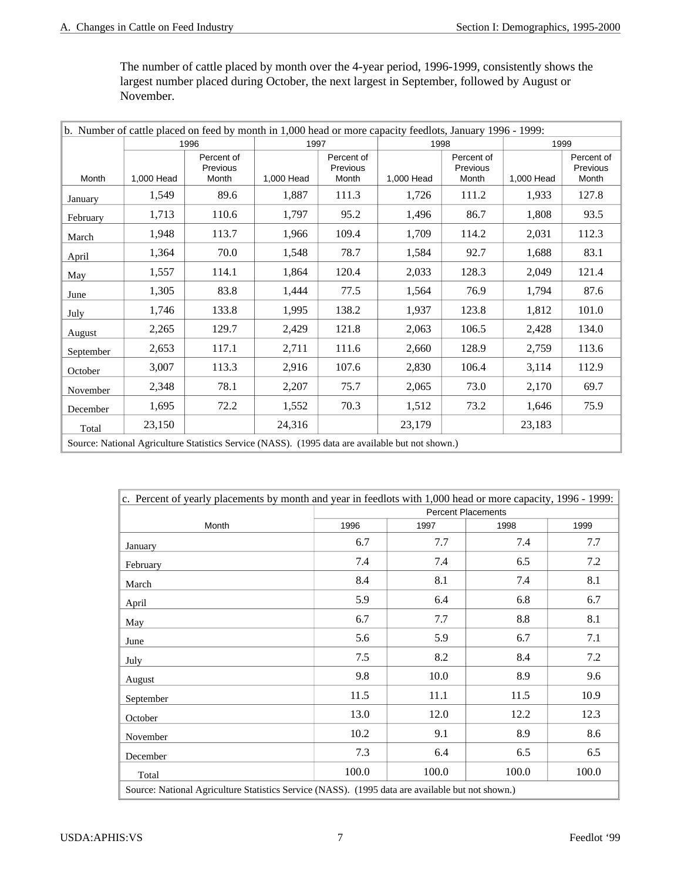The number of cattle placed by month over the 4-year period, 1996-1999, consistently shows the largest number placed during October, the next largest in September, followed by August or November.

b. Number of cattle placed on feed by month in 1,000 head or more capacity feedlots, January 1996 - 1999:

| | 1996 | | 1997 | | 1998 | | 1999 | |
|---|---|---|---|---|---|---|---|---|
| Month | 1,000 Head | Percent of Previous Month | 1,000 Head | Percent of Previous Month | 1,000 Head | Percent of Previous Month | 1,000 Head | Percent of Previous Month |
| January | 1,549 | 89.6 | 1,887 | 111.3 | 1,726 | 111.2 | 1,933 | 127.8 |
| February | 1,713 | 110.6 | 1,797 | 95.2 | 1,496 | 86.7 | 1,808 | 93.5 |
| March | 1,948 | 113.7 | 1,966 | 109.4 | 1,709 | 114.2 | 2,031 | 112.3 |
| April | 1,364 | 70.0 | 1,548 | 78.7 | 1,584 | 92.7 | 1,688 | 83.1 |
| May | 1,557 | 114.1 | 1,864 | 120.4 | 2,033 | 128.3 | 2,049 | 121.4 |
| June | 1,305 | 83.8 | 1,444 | 77.5 | 1,564 | 76.9 | 1,794 | 87.6 |
| July | 1,746 | 133.8 | 1,995 | 138.2 | 1,937 | 123.8 | 1,812 | 101.0 |
| August | 2,265 | 129.7 | 2,429 | 121.8 | 2,063 | 106.5 | 2,428 | 134.0 |
| September | 2,653 | 117.1 | 2,711 | 111.6 | 2,660 | 128.9 | 2,759 | 113.6 |
| October | 3,007 | 113.3 | 2,916 | 107.6 | 2,830 | 106.4 | 3,114 | 112.9 |
| November | 2,348 | 78.1 | 2,207 | 75.7 | 2,065 | 73.0 | 2,170 | 69.7 |
| December | 1,695 | 72.2 | 1,552 | 70.3 | 1,512 | 73.2 | 1,646 | 75.9 |
| Total | 23,150 | | 24,316 | | 23,179 | | 23,183 | |

Source: National Agriculture Statistics Service (NASS). (1995 data are available but not shown.)

c. Percent of yearly placements by month and year in feedlots with 1,000 head or more capacity, 1996 - 1999:

| | Percent Placements | | | |
|---|---|---|---|---|
| Month | 1996 | 1997 | 1998 | 1999 |
| January | 6.7 | 7.7 | 7.4 | 7.7 |
| February | 7.4 | 7.4 | 6.5 | 7.2 |
| March | 8.4 | 8.1 | 7.4 | 8.1 |
| April | 5.9 | 6.4 | 6.8 | 6.7 |
| May | 6.7 | 7.7 | 8.8 | 8.1 |
| June | 5.6 | 5.9 | 6.7 | 7.1 |
| July | 7.5 | 8.2 | 8.4 | 7.2 |
| August | 9.8 | 10.0 | 8.9 | 9.6 |
| September | 11.5 | 11.1 | 11.5 | 10.9 |
| October | 13.0 | 12.0 | 12.2 | 12.3 |
| November | 10.2 | 9.1 | 8.9 | 8.6 |
| December | 7.3 | 6.4 | 6.5 | 6.5 |
| Total | 100.0 | 100.0 | 100.0 | 100.0 |

Source: National Agriculture Statistics Service (NASS). (1995 data are available but not shown.)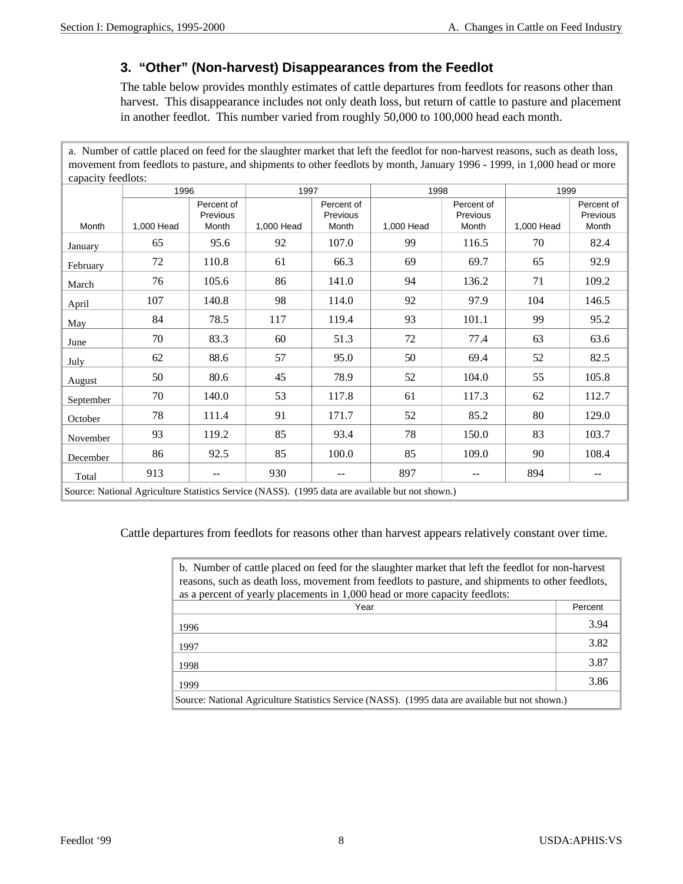### 3. "Other" (Non-harvest) Disappearances from the Feedlot

The table below provides monthly estimates of cattle departures from feedlots for reasons other than harvest. This disappearance includes not only death loss, but return of cattle to pasture and placement in another feedlot. This number varied from roughly 50,000 to 100,000 head each month.

a. Number of cattle placed on feed for the slaughter market that left the feedlot for non-harvest reasons, such as death loss, movement from feedlots to pasture, and shipments to other feedlots by month, January 1996 - 1999, in 1,000 head or more capacity feedlots:

| | 1996 | | 1997 | | 1998 | | 1999 | |
|---|---|---|---|---|---|---|---|---|
| Month | 1,000 Head | Percent of Previous Month | 1,000 Head | Percent of Previous Month | 1,000 Head | Percent of Previous Month | 1,000 Head | Percent of Previous Month |
| January | 65 | 95.6 | 92 | 107.0 | 99 | 116.5 | 70 | 82.4 |
| February | 72 | 110.8 | 61 | 66.3 | 69 | 69.7 | 65 | 92.9 |
| March | 76 | 105.6 | 86 | 141.0 | 94 | 136.2 | 71 | 109.2 |
| April | 107 | 140.8 | 98 | 114.0 | 92 | 97.9 | 104 | 146.5 |
| May | 84 | 78.5 | 117 | 119.4 | 93 | 101.1 | 99 | 95.2 |
| June | 70 | 83.3 | 60 | 51.3 | 72 | 77.4 | 63 | 63.6 |
| July | 62 | 88.6 | 57 | 95.0 | 50 | 69.4 | 52 | 82.5 |
| August | 50 | 80.6 | 45 | 78.9 | 52 | 104.0 | 55 | 105.8 |
| September | 70 | 140.0 | 53 | 117.8 | 61 | 117.3 | 62 | 112.7 |
| October | 78 | 111.4 | 91 | 171.7 | 52 | 85.2 | 80 | 129.0 |
| November | 93 | 119.2 | 85 | 93.4 | 78 | 150.0 | 83 | 103.7 |
| December | 86 | 92.5 | 85 | 100.0 | 85 | 109.0 | 90 | 108.4 |
| Total | 913 | -- | 930 | -- | 897 | -- | 894 | -- |

Source: National Agriculture Statistics Service (NASS). (1995 data are available but not shown.)

Cattle departures from feedlots for reasons other than harvest appears relatively constant over time.

b. Number of cattle placed on feed for the slaughter market that left the feedlot for non-harvest reasons, such as death loss, movement from feedlots to pasture, and shipments to other feedlots, as a percent of yearly placements in 1,000 head or more capacity feedlots:

| Year | Percent |
|---|---|
| 1996 | 3.94 |
| 1997 | 3.82 |
| 1998 | 3.87 |
| 1999 | 3.86 |

Source: National Agriculture Statistics Service (NASS). (1995 data are available but not shown.)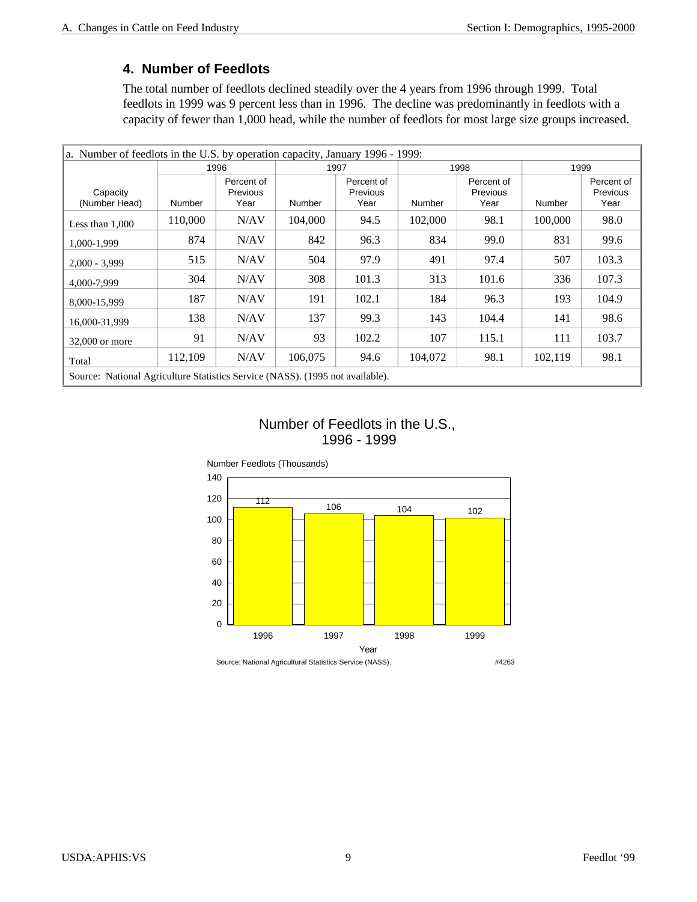## 4. Number of Feedlots

The total number of feedlots declined steadily over the 4 years from 1996 through 1999. Total feedlots in 1999 was 9 percent less than in 1996. The decline was predominantly in feedlots with a capacity of fewer than 1,000 head, while the number of feedlots for most large size groups increased.

a. Number of feedlots in the U.S. by operation capacity, January 1996 - 1999:

| | 1996 | | 1997 | | 1998 | | 1999 | |
|---|---|---|---|---|---|---|---|---|
| Capacity (Number Head) | Number | Percent of Previous Year | Number | Percent of Previous Year | Number | Percent of Previous Year | Number | Percent of Previous Year |
| Less than 1,000 | 110,000 | N/AV | 104,000 | 94.5 | 102,000 | 98.1 | 100,000 | 98.0 |
| 1,000-1,999 | 874 | N/AV | 842 | 96.3 | 834 | 99.0 | 831 | 99.6 |
| 2,000 - 3,999 | 515 | N/AV | 504 | 97.9 | 491 | 97.4 | 507 | 103.3 |
| 4,000-7,999 | 304 | N/AV | 308 | 101.3 | 313 | 101.6 | 336 | 107.3 |
| 8,000-15,999 | 187 | N/AV | 191 | 102.1 | 184 | 96.3 | 193 | 104.9 |
| 16,000-31,999 | 138 | N/AV | 137 | 99.3 | 143 | 104.4 | 141 | 98.6 |
| 32,000 or more | 91 | N/AV | 93 | 102.2 | 107 | 115.1 | 111 | 103.7 |
| Total | 112,109 | N/AV | 106,075 | 94.6 | 104,072 | 98.1 | 102,119 | 98.1 |

Source: National Agriculture Statistics Service (NASS). (1995 not available).

Number of Feedlots in the U.S., 1996 - 1999

Number Feedlots (Thousands)

| Year | Number Feedlots (Thousands) |
|---|---|
| 1996 | 112 |
| 1997 | 106 |
| 1998 | 104 |
| 1999 | 102 |

Source: National Agricultural Statistics Service (NASS). #4263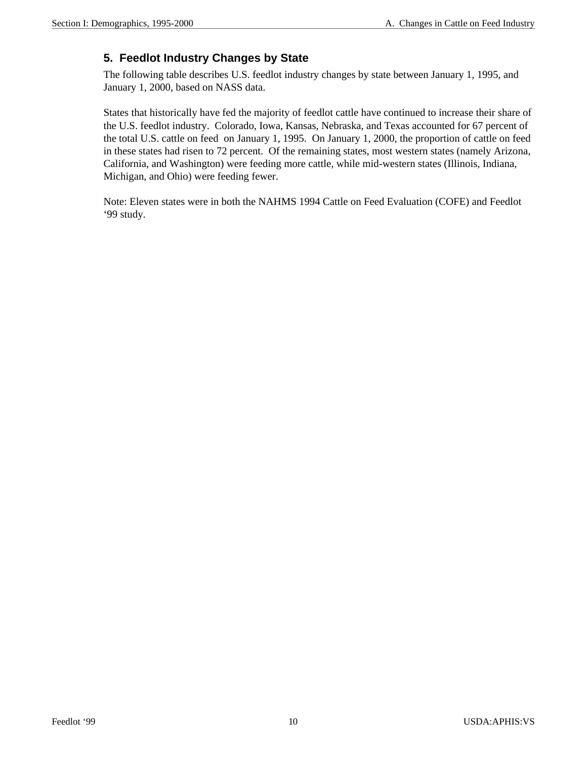## 5. Feedlot Industry Changes by State

The following table describes U.S. feedlot industry changes by state between January 1, 1995, and January 1, 2000, based on NASS data.

States that historically have fed the majority of feedlot cattle have continued to increase their share of the U.S. feedlot industry. Colorado, Iowa, Kansas, Nebraska, and Texas accounted for 67 percent of the total U.S. cattle on feed on January 1, 1995. On January 1, 2000, the proportion of cattle on feed in these states had risen to 72 percent. Of the remaining states, most western states (namely Arizona, California, and Washington) were feeding more cattle, while mid-western states (Illinois, Indiana, Michigan, and Ohio) were feeding fewer.

Note: Eleven states were in both the NAHMS 1994 Cattle on Feed Evaluation (COFE) and Feedlot '99 study.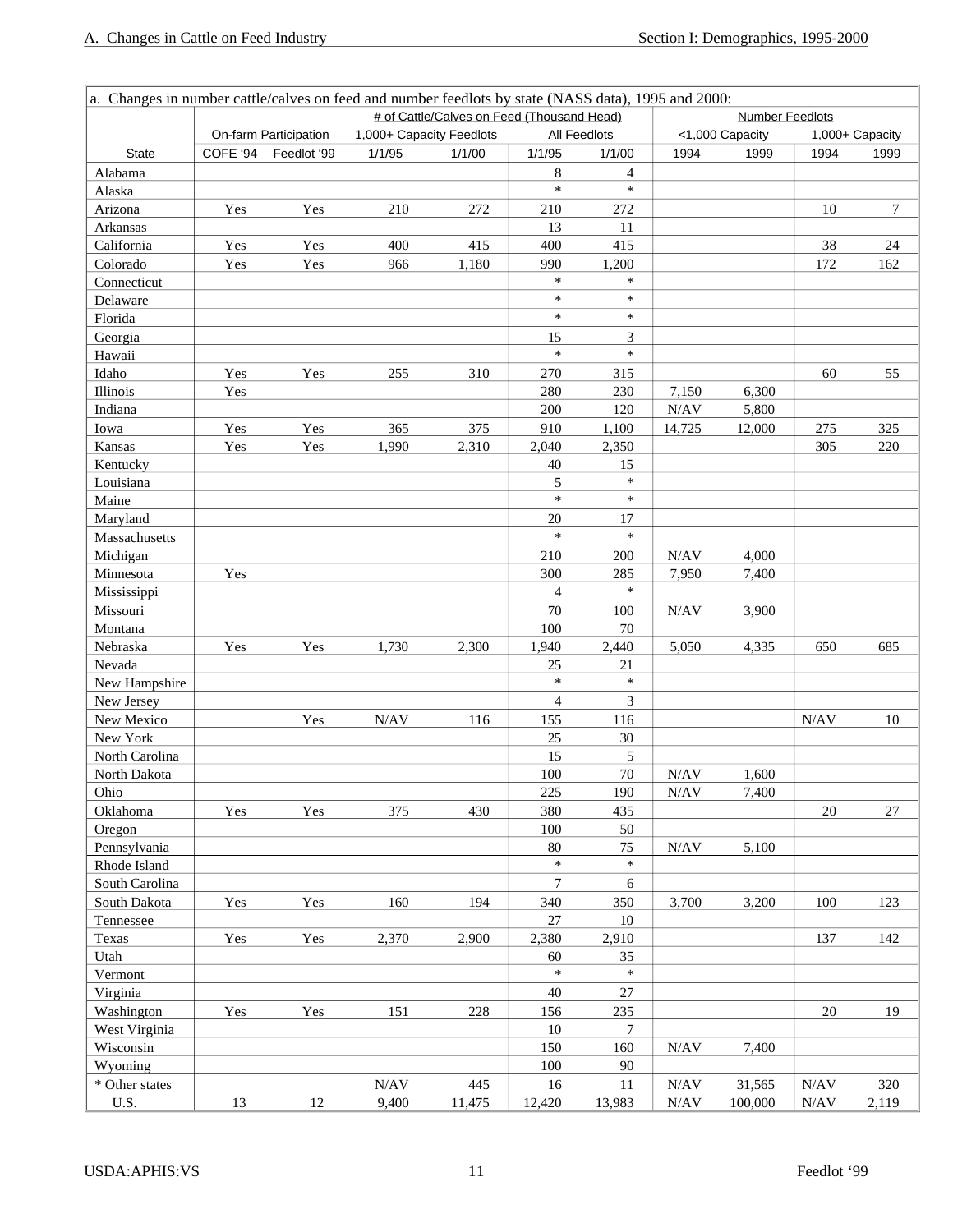a. Changes in number cattle/calves on feed and number feedlots by state (NASS data), 1995 and 2000:

| | On-farm Participation | | # of Cattle/Calves on Feed (Thousand Head) | | | | Number Feedlots | | | |
|---|---|---|---|---|---|---|---|---|---|---|
| | | | 1,000+ Capacity Feedlots | | All Feedlots | | <1,000 Capacity | | 1,000+ Capacity | |
| State | COFE '94 | Feedlot '99 | 1/1/95 | 1/1/00 | 1/1/95 | 1/1/00 | 1994 | 1999 | 1994 | 1999 |
| Alabama | | | | | 8 | 4 | | | | |
| Alaska | | | | | * | * | | | | |
| Arizona | Yes | Yes | 210 | 272 | 210 | 272 | | | 10 | 7 |
| Arkansas | | | | | 13 | 11 | | | | |
| California | Yes | Yes | 400 | 415 | 400 | 415 | | | 38 | 24 |
| Colorado | Yes | Yes | 966 | 1,180 | 990 | 1,200 | | | 172 | 162 |
| Connecticut | | | | | * | * | | | | |
| Delaware | | | | | * | * | | | | |
| Florida | | | | | * | * | | | | |
| Georgia | | | | | 15 | 3 | | | | |
| Hawaii | | | | | * | * | | | | |
| Idaho | Yes | Yes | 255 | 310 | 270 | 315 | | | 60 | 55 |
| Illinois | Yes | | | | 280 | 230 | 7,150 | 6,300 | | |
| Indiana | | | | | 200 | 120 | N/AV | 5,800 | | |
| Iowa | Yes | Yes | 365 | 375 | 910 | 1,100 | 14,725 | 12,000 | 275 | 325 |
| Kansas | Yes | Yes | 1,990 | 2,310 | 2,040 | 2,350 | | | 305 | 220 |
| Kentucky | | | | | 40 | 15 | | | | |
| Louisiana | | | | | 5 | * | | | | |
| Maine | | | | | * | * | | | | |
| Maryland | | | | | 20 | 17 | | | | |
| Massachusetts | | | | | * | * | | | | |
| Michigan | | | | | 210 | 200 | N/AV | 4,000 | | |
| Minnesota | Yes | | | | 300 | 285 | 7,950 | 7,400 | | |
| Mississippi | | | | | 4 | * | | | | |
| Missouri | | | | | 70 | 100 | N/AV | 3,900 | | |
| Montana | | | | | 100 | 70 | | | | |
| Nebraska | Yes | Yes | 1,730 | 2,300 | 1,940 | 2,440 | 5,050 | 4,335 | 650 | 685 |
| Nevada | | | | | 25 | 21 | | | | |
| New Hampshire | | | | | * | * | | | | |
| New Jersey | | | | | 4 | 3 | | | | |
| New Mexico | | Yes | N/AV | 116 | 155 | 116 | | | N/AV | 10 |
| New York | | | | | 25 | 30 | | | | |
| North Carolina | | | | | 15 | 5 | | | | |
| North Dakota | | | | | 100 | 70 | N/AV | 1,600 | | |
| Ohio | | | | | 225 | 190 | N/AV | 7,400 | | |
| Oklahoma | Yes | Yes | 375 | 430 | 380 | 435 | | | 20 | 27 |
| Oregon | | | | | 100 | 50 | | | | |
| Pennsylvania | | | | | 80 | 75 | N/AV | 5,100 | | |
| Rhode Island | | | | | * | * | | | | |
| South Carolina | | | | | 7 | 6 | | | | |
| South Dakota | Yes | Yes | 160 | 194 | 340 | 350 | 3,700 | 3,200 | 100 | 123 |
| Tennessee | | | | | 27 | 10 | | | | |
| Texas | Yes | Yes | 2,370 | 2,900 | 2,380 | 2,910 | | | 137 | 142 |
| Utah | | | | | 60 | 35 | | | | |
| Vermont | | | | | * | * | | | | |
| Virginia | | | | | 40 | 27 | | | | |
| Washington | Yes | Yes | 151 | 228 | 156 | 235 | | | 20 | 19 |
| West Virginia | | | | | 10 | 7 | | | | |
| Wisconsin | | | | | 150 | 160 | N/AV | 7,400 | | |
| Wyoming | | | | | 100 | 90 | | | | |
| * Other states | | | N/AV | 445 | 16 | 11 | N/AV | 31,565 | N/AV | 320 |
| U.S. | 13 | 12 | 9,400 | 11,475 | 12,420 | 13,983 | N/AV | 100,000 | N/AV | 2,119 |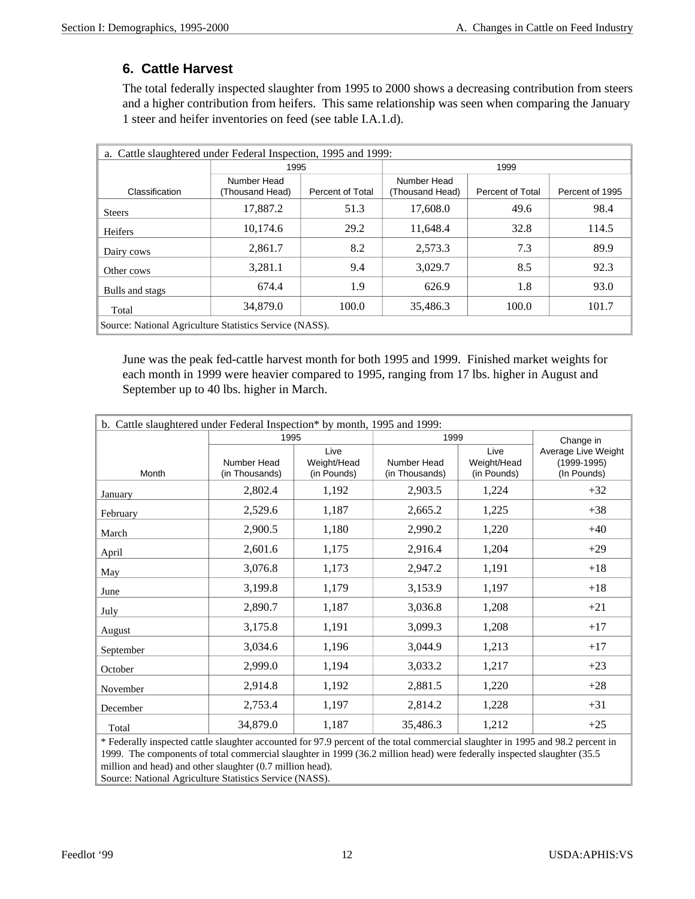## 6. Cattle Harvest

The total federally inspected slaughter from 1995 to 2000 shows a decreasing contribution from steers and a higher contribution from heifers. This same relationship was seen when comparing the January 1 steer and heifer inventories on feed (see table I.A.1.d).

a. Cattle slaughtered under Federal Inspection, 1995 and 1999:

| | 1995 | | 1999 | | |
|---|---|---|---|---|---|
| Classification | Number Head (Thousand Head) | Percent of Total | Number Head (Thousand Head) | Percent of Total | Percent of 1995 |
| Steers | 17,887.2 | 51.3 | 17,608.0 | 49.6 | 98.4 |
| Heifers | 10,174.6 | 29.2 | 11,648.4 | 32.8 | 114.5 |
| Dairy cows | 2,861.7 | 8.2 | 2,573.3 | 7.3 | 89.9 |
| Other cows | 3,281.1 | 9.4 | 3,029.7 | 8.5 | 92.3 |
| Bulls and stags | 674.4 | 1.9 | 626.9 | 1.8 | 93.0 |
| Total | 34,879.0 | 100.0 | 35,486.3 | 100.0 | 101.7 |

Source: National Agriculture Statistics Service (NASS).

June was the peak fed-cattle harvest month for both 1995 and 1999. Finished market weights for each month in 1999 were heavier compared to 1995, ranging from 17 lbs. higher in August and September up to 40 lbs. higher in March.

b. Cattle slaughtered under Federal Inspection* by month, 1995 and 1999:

| | 1995 | | 1999 | | Change in Average Live Weight (1999-1995) (In Pounds) |
|---|---|---|---|---|---|
| Month | Number Head (in Thousands) | Live Weight/Head (in Pounds) | Number Head (in Thousands) | Live Weight/Head (in Pounds) | |
| January | 2,802.4 | 1,192 | 2,903.5 | 1,224 | +32 |
| February | 2,529.6 | 1,187 | 2,665.2 | 1,225 | +38 |
| March | 2,900.5 | 1,180 | 2,990.2 | 1,220 | +40 |
| April | 2,601.6 | 1,175 | 2,916.4 | 1,204 | +29 |
| May | 3,076.8 | 1,173 | 2,947.2 | 1,191 | +18 |
| June | 3,199.8 | 1,179 | 3,153.9 | 1,197 | +18 |
| July | 2,890.7 | 1,187 | 3,036.8 | 1,208 | +21 |
| August | 3,175.8 | 1,191 | 3,099.3 | 1,208 | +17 |
| September | 3,034.6 | 1,196 | 3,044.9 | 1,213 | +17 |
| October | 2,999.0 | 1,194 | 3,033.2 | 1,217 | +23 |
| November | 2,914.8 | 1,192 | 2,881.5 | 1,220 | +28 |
| December | 2,753.4 | 1,197 | 2,814.2 | 1,228 | +31 |
| Total | 34,879.0 | 1,187 | 35,486.3 | 1,212 | +25 |

* Federally inspected cattle slaughter accounted for 97.9 percent of the total commercial slaughter in 1995 and 98.2 percent in 1999. The components of total commercial slaughter in 1999 (36.2 million head) were federally inspected slaughter (35.5 million and head) and other slaughter (0.7 million head).

Source: National Agriculture Statistics Service (NASS).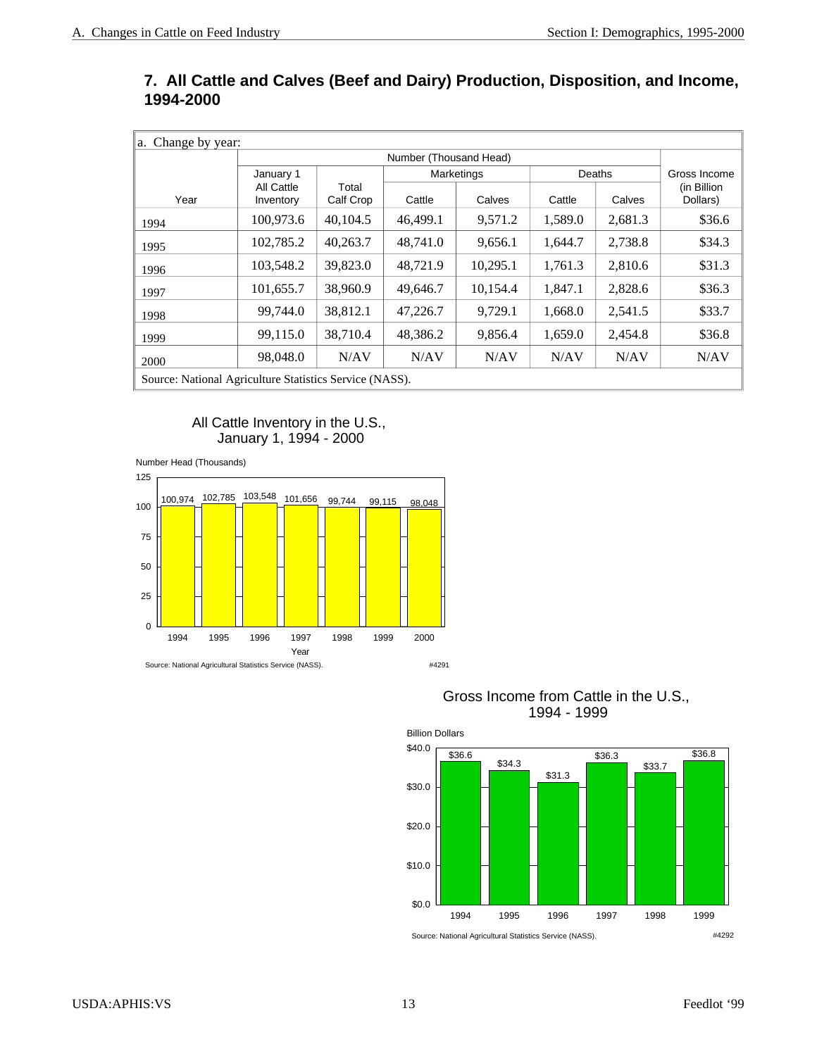## 7. All Cattle and Calves (Beef and Dairy) Production, Disposition, and Income, 1994-2000

a. Change by year:

| | Number (Thousand Head) | | | | | | |
|---|---|---|---|---|---|---|---|
| | January 1 | | Marketings | | Deaths | | Gross Income |
| Year | All Cattle Inventory | Total Calf Crop | Cattle | Calves | Cattle | Calves | (in Billion Dollars) |
| 1994 | 100,973.6 | 40,104.5 | 46,499.1 | 9,571.2 | 1,589.0 | 2,681.3 | $36.6 |
| 1995 | 102,785.2 | 40,263.7 | 48,741.0 | 9,656.1 | 1,644.7 | 2,738.8 | $34.3 |
| 1996 | 103,548.2 | 39,823.0 | 48,721.9 | 10,295.1 | 1,761.3 | 2,810.6 | $31.3 |
| 1997 | 101,655.7 | 38,960.9 | 49,646.7 | 10,154.4 | 1,847.1 | 2,828.6 | $36.3 |
| 1998 | 99,744.0 | 38,812.1 | 47,226.7 | 9,729.1 | 1,668.0 | 2,541.5 | $33.7 |
| 1999 | 99,115.0 | 38,710.4 | 48,386.2 | 9,856.4 | 1,659.0 | 2,454.8 | $36.8 |
| 2000 | 98,048.0 | N/AV | N/AV | N/AV | N/AV | N/AV | N/AV |

Source: National Agriculture Statistics Service (NASS).

All Cattle Inventory in the U.S., January 1, 1994 - 2000

| Year | Number Head (Thousands) |
|---|---|
| 1994 | 100,974 |
| 1995 | 102,785 |
| 1996 | 103,548 |
| 1997 | 101,656 |
| 1998 | 99,744 |
| 1999 | 99,115 |
| 2000 | 98,048 |

Source: National Agricultural Statistics Service (NASS). #4291

Gross Income from Cattle in the U.S., 1994 - 1999

| Year | Billion Dollars |
|---|---|
| 1994 | $36.6 |
| 1995 | $34.3 |
| 1996 | $31.3 |
| 1997 | $36.3 |
| 1998 | $33.7 |
| 1999 | $36.8 |

Source: National Agricultural Statistics Service (NASS). #4292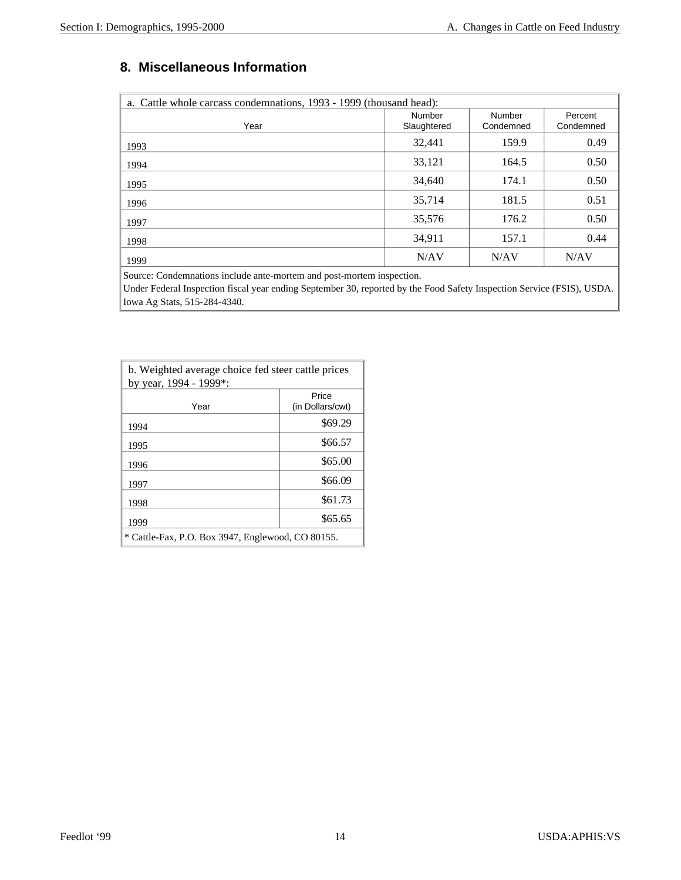## 8. Miscellaneous Information

| a. Cattle whole carcass condemnations, 1993 - 1999 (thousand head): | | | |
|---|---|---|---|
| Year | Number Slaughtered | Number Condemned | Percent Condemned |
| 1993 | 32,441 | 159.9 | 0.49 |
| 1994 | 33,121 | 164.5 | 0.50 |
| 1995 | 34,640 | 174.1 | 0.50 |
| 1996 | 35,714 | 181.5 | 0.51 |
| 1997 | 35,576 | 176.2 | 0.50 |
| 1998 | 34,911 | 157.1 | 0.44 |
| 1999 | N/AV | N/AV | N/AV |

Source: Condemnations include ante-mortem and post-mortem inspection.
Under Federal Inspection fiscal year ending September 30, reported by the Food Safety Inspection Service (FSIS), USDA.
Iowa Ag Stats, 515-284-4340.

| b. Weighted average choice fed steer cattle prices by year, 1994 - 1999*: | |
|---|---|
| Year | Price (in Dollars/cwt) |
| 1994 | $69.29 |
| 1995 | $66.57 |
| 1996 | $65.00 |
| 1997 | $66.09 |
| 1998 | $61.73 |
| 1999 | $65.65 |

* Cattle-Fax, P.O. Box 3947, Englewood, CO 80155.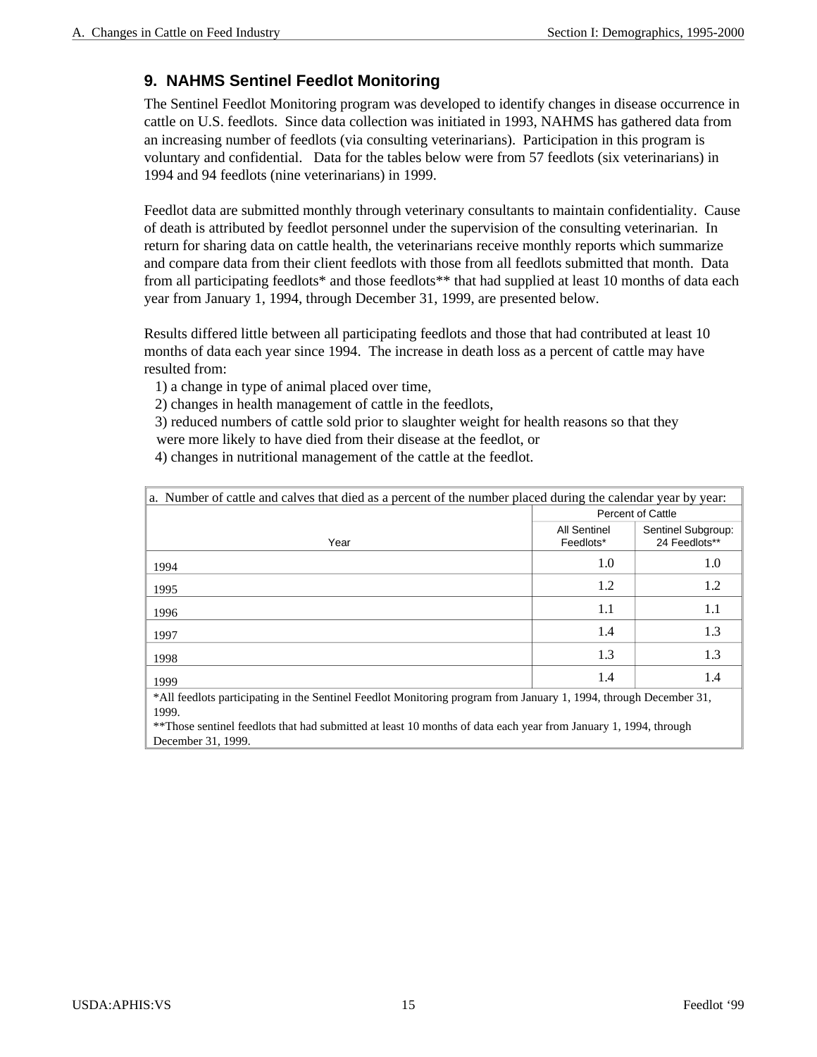## 9. NAHMS Sentinel Feedlot Monitoring

The Sentinel Feedlot Monitoring program was developed to identify changes in disease occurrence in cattle on U.S. feedlots. Since data collection was initiated in 1993, NAHMS has gathered data from an increasing number of feedlots (via consulting veterinarians). Participation in this program is voluntary and confidential. Data for the tables below were from 57 feedlots (six veterinarians) in 1994 and 94 feedlots (nine veterinarians) in 1999.

Feedlot data are submitted monthly through veterinary consultants to maintain confidentiality. Cause of death is attributed by feedlot personnel under the supervision of the consulting veterinarian. In return for sharing data on cattle health, the veterinarians receive monthly reports which summarize and compare data from their client feedlots with those from all feedlots submitted that month. Data from all participating feedlots* and those feedlots** that had supplied at least 10 months of data each year from January 1, 1994, through December 31, 1999, are presented below.

Results differed little between all participating feedlots and those that had contributed at least 10 months of data each year since 1994. The increase in death loss as a percent of cattle may have resulted from:

1) a change in type of animal placed over time,
2) changes in health management of cattle in the feedlots,
3) reduced numbers of cattle sold prior to slaughter weight for health reasons so that they were more likely to have died from their disease at the feedlot, or
4) changes in nutritional management of the cattle at the feedlot.

a. Number of cattle and calves that died as a percent of the number placed during the calendar year by year:

| | Percent of Cattle | |
|---|---|---|
| Year | All Sentinel Feedlots* | Sentinel Subgroup: 24 Feedlots** |
| 1994 | 1.0 | 1.0 |
| 1995 | 1.2 | 1.2 |
| 1996 | 1.1 | 1.1 |
| 1997 | 1.4 | 1.3 |
| 1998 | 1.3 | 1.3 |
| 1999 | 1.4 | 1.4 |

*All feedlots participating in the Sentinel Feedlot Monitoring program from January 1, 1994, through December 31, 1999.

**Those sentinel feedlots that had submitted at least 10 months of data each year from January 1, 1994, through December 31, 1999.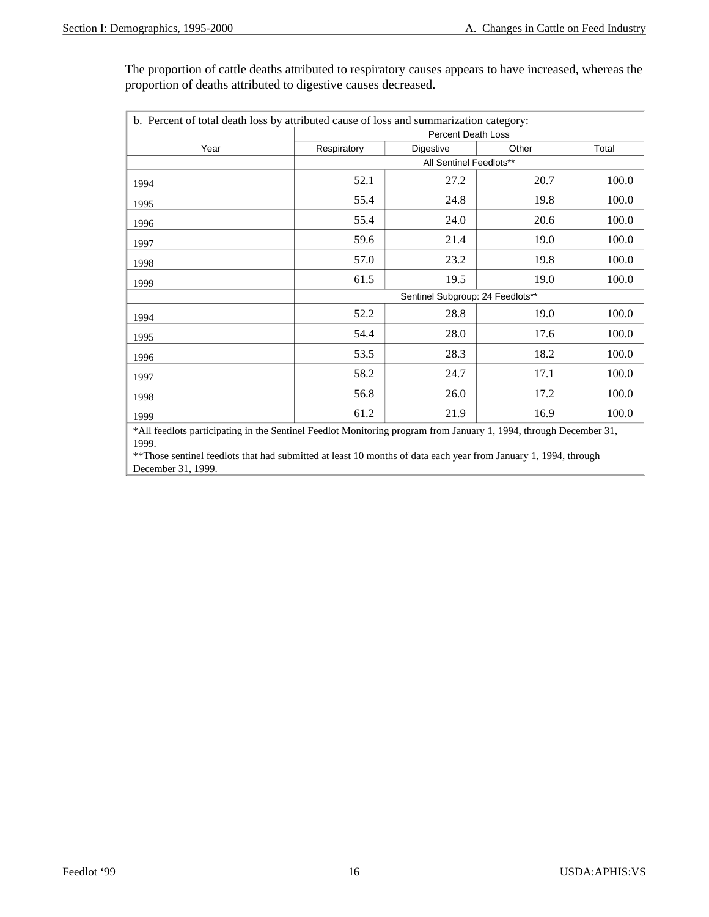The proportion of cattle deaths attributed to respiratory causes appears to have increased, whereas the proportion of deaths attributed to digestive causes decreased.

b. Percent of total death loss by attributed cause of loss and summarization category:

| Year | Percent Death Loss | | | |
|---|---|---|---|---|
| | Respiratory | Digestive | Other | Total |
| | All Sentinel Feedlots** | | | |
| 1994 | 52.1 | 27.2 | 20.7 | 100.0 |
| 1995 | 55.4 | 24.8 | 19.8 | 100.0 |
| 1996 | 55.4 | 24.0 | 20.6 | 100.0 |
| 1997 | 59.6 | 21.4 | 19.0 | 100.0 |
| 1998 | 57.0 | 23.2 | 19.8 | 100.0 |
| 1999 | 61.5 | 19.5 | 19.0 | 100.0 |
| | Sentinel Subgroup: 24 Feedlots** | | | |
| 1994 | 52.2 | 28.8 | 19.0 | 100.0 |
| 1995 | 54.4 | 28.0 | 17.6 | 100.0 |
| 1996 | 53.5 | 28.3 | 18.2 | 100.0 |
| 1997 | 58.2 | 24.7 | 17.1 | 100.0 |
| 1998 | 56.8 | 26.0 | 17.2 | 100.0 |
| 1999 | 61.2 | 21.9 | 16.9 | 100.0 |

*All feedlots participating in the Sentinel Feedlot Monitoring program from January 1, 1994, through December 31, 1999.

**Those sentinel feedlots that had submitted at least 10 months of data each year from January 1, 1994, through December 31, 1999.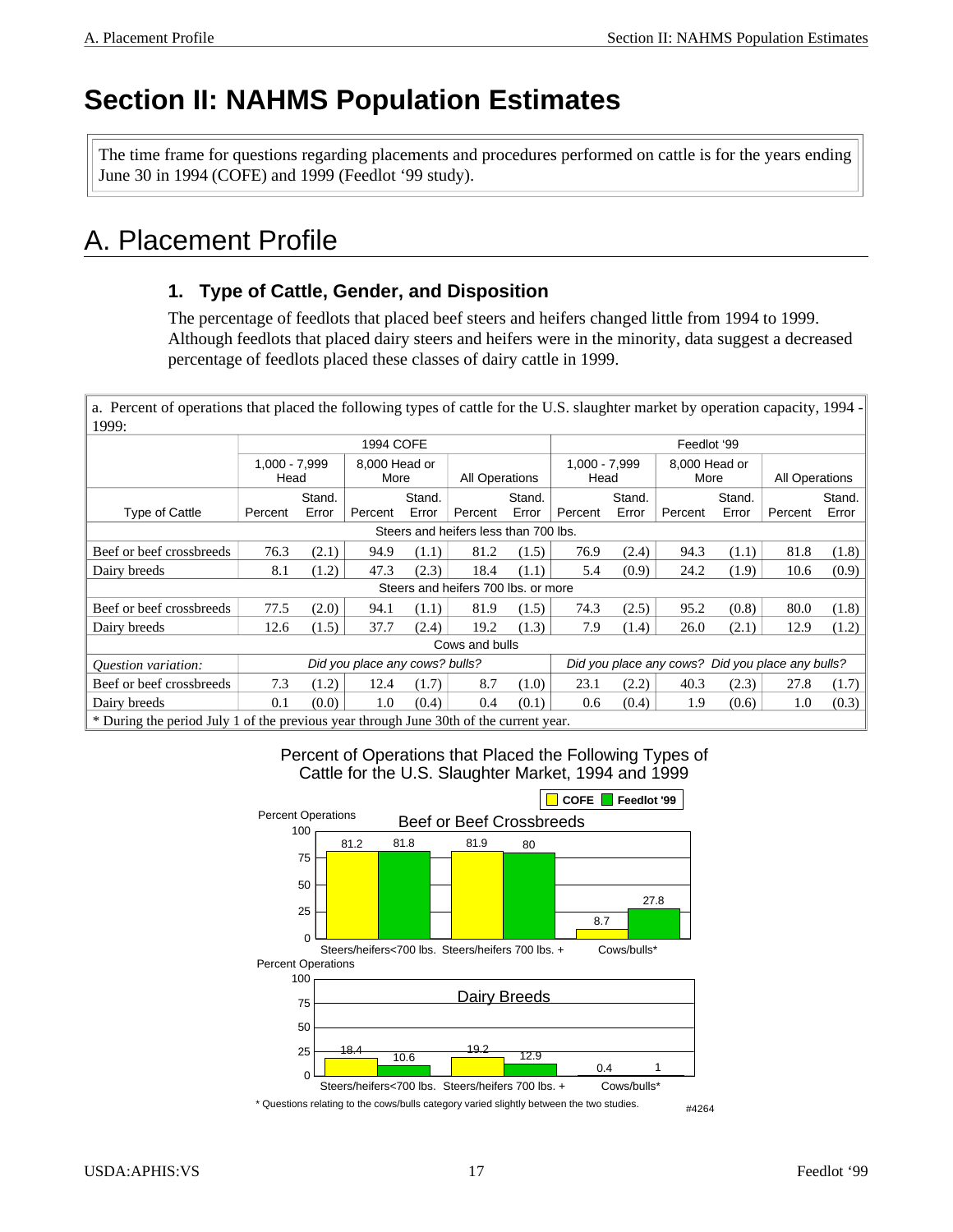// Section II: NAHMS Population Estimates

The time frame for questions regarding placements and procedures performed on cattle is for the years ending June 30 in 1994 (COFE) and 1999 (Feedlot '99 study).

# A. Placement Profile

### 1. Type of Cattle, Gender, and Disposition

The percentage of feedlots that placed beef steers and heifers changed little from 1994 to 1999. Although feedlots that placed dairy steers and heifers were in the minority, data suggest a decreased percentage of feedlots placed these classes of dairy cattle in 1999.

a. Percent of operations that placed the following types of cattle for the U.S. slaughter market by operation capacity, 1994 - 1999:

| | 1994 COFE | | | | | | Feedlot '99 | | | | | |
|---|---|---|---|---|---|---|---|---|---|---|---|---|
| | 1,000 - 7,999 Head | | 8,000 Head or More | | All Operations | | 1,000 - 7,999 Head | | 8,000 Head or More | | All Operations | |
| Type of Cattle | Percent | Stand. Error | Percent | Stand. Error | Percent | Stand. Error | Percent | Stand. Error | Percent | Stand. Error | Percent | Stand. Error |
| **Steers and heifers less than 700 lbs.** | | | | | | | | | | | | |
| Beef or beef crossbreeds | 76.3 | (2.1) | 94.9 | (1.1) | 81.2 | (1.5) | 76.9 | (2.4) | 94.3 | (1.1) | 81.8 | (1.8) |
| Dairy breeds | 8.1 | (1.2) | 47.3 | (2.3) | 18.4 | (1.1) | 5.4 | (0.9) | 24.2 | (1.9) | 10.6 | (0.9) |
| **Steers and heifers 700 lbs. or more** | | | | | | | | | | | | |
| Beef or beef crossbreeds | 77.5 | (2.0) | 94.1 | (1.1) | 81.9 | (1.5) | 74.3 | (2.5) | 95.2 | (0.8) | 80.0 | (1.8) |
| Dairy breeds | 12.6 | (1.5) | 37.7 | (2.4) | 19.2 | (1.3) | 7.9 | (1.4) | 26.0 | (2.1) | 12.9 | (1.2) |
| **Cows and bulls** | | | | | | | | | | | | |
| *Question variation:* | *Did you place any cows? bulls?* | | | | | | *Did you place any cows? Did you place any bulls?* | | | | | |
| Beef or beef crossbreeds | 7.3 | (1.2) | 12.4 | (1.7) | 8.7 | (1.0) | 23.1 | (2.2) | 40.3 | (2.3) | 27.8 | (1.7) |
| Dairy breeds | 0.1 | (0.0) | 1.0 | (0.4) | 0.4 | (0.1) | 0.6 | (0.4) | 1.9 | (0.6) | 1.0 | (0.3) |

\* During the period July 1 of the previous year through June 30th of the current year.

Percent of Operations that Placed the Following Types of Cattle for the U.S. Slaughter Market, 1994 and 1999

**Beef or Beef Crossbreeds** (Percent Operations)

| | COFE | Feedlot '99 |
|---|---|---|
| Steers/heifers<700 lbs. | 81.2 | 81.8 |
| Steers/heifers 700 lbs. + | 81.9 | 80 |
| Cows/bulls* | 8.7 | 27.8 |

**Dairy Breeds** (Percent Operations)

| | COFE | Feedlot '99 |
|---|---|---|
| Steers/heifers<700 lbs. | 18.4 | 10.6 |
| Steers/heifers 700 lbs. + | 19.2 | 12.9 |
| Cows/bulls* | 0.4 | 1 |

\* Questions relating to the cows/bulls category varied slightly between the two studies.

#4264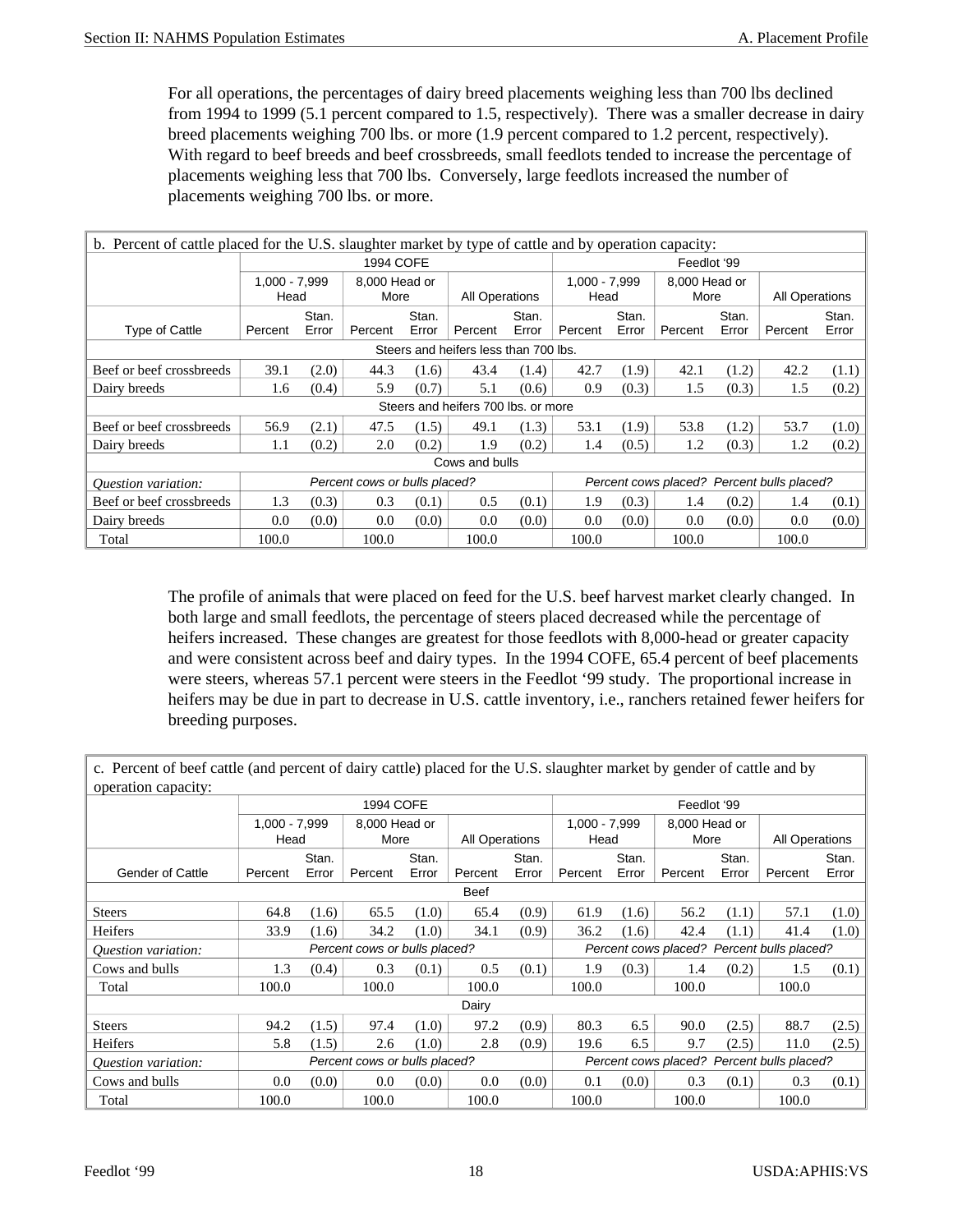For all operations, the percentages of dairy breed placements weighing less than 700 lbs declined from 1994 to 1999 (5.1 percent compared to 1.5, respectively). There was a smaller decrease in dairy breed placements weighing 700 lbs. or more (1.9 percent compared to 1.2 percent, respectively). With regard to beef breeds and beef crossbreeds, small feedlots tended to increase the percentage of placements weighing less that 700 lbs. Conversely, large feedlots increased the number of placements weighing 700 lbs. or more.

b. Percent of cattle placed for the U.S. slaughter market by type of cattle and by operation capacity:

| | 1994 COFE | | | | | | Feedlot '99 | | | | | |
|---|---|---|---|---|---|---|---|---|---|---|---|---|
| | 1,000 - 7,999 Head | | 8,000 Head or More | | All Operations | | 1,000 - 7,999 Head | | 8,000 Head or More | | All Operations | |
| Type of Cattle | Percent | Stan. Error | Percent | Stan. Error | Percent | Stan. Error | Percent | Stan. Error | Percent | Stan. Error | Percent | Stan. Error |
| Steers and heifers less than 700 lbs. | | | | | | | | | | | | |
| Beef or beef crossbreeds | 39.1 | (2.0) | 44.3 | (1.6) | 43.4 | (1.4) | 42.7 | (1.9) | 42.1 | (1.2) | 42.2 | (1.1) |
| Dairy breeds | 1.6 | (0.4) | 5.9 | (0.7) | 5.1 | (0.6) | 0.9 | (0.3) | 1.5 | (0.3) | 1.5 | (0.2) |
| Steers and heifers 700 lbs. or more | | | | | | | | | | | | |
| Beef or beef crossbreeds | 56.9 | (2.1) | 47.5 | (1.5) | 49.1 | (1.3) | 53.1 | (1.9) | 53.8 | (1.2) | 53.7 | (1.0) |
| Dairy breeds | 1.1 | (0.2) | 2.0 | (0.2) | 1.9 | (0.2) | 1.4 | (0.5) | 1.2 | (0.3) | 1.2 | (0.2) |
| Cows and bulls | | | | | | | | | | | | |
| *Question variation:* | Percent cows or bulls placed? | | | | | | Percent cows placed? Percent bulls placed? | | | | | |
| Beef or beef crossbreeds | 1.3 | (0.3) | 0.3 | (0.1) | 0.5 | (0.1) | 1.9 | (0.3) | 1.4 | (0.2) | 1.4 | (0.1) |
| Dairy breeds | 0.0 | (0.0) | 0.0 | (0.0) | 0.0 | (0.0) | 0.0 | (0.0) | 0.0 | (0.0) | 0.0 | (0.0) |
| Total | 100.0 | | 100.0 | | 100.0 | | 100.0 | | 100.0 | | 100.0 | |

The profile of animals that were placed on feed for the U.S. beef harvest market clearly changed. In both large and small feedlots, the percentage of steers placed decreased while the percentage of heifers increased. These changes are greatest for those feedlots with 8,000-head or greater capacity and were consistent across beef and dairy types. In the 1994 COFE, 65.4 percent of beef placements were steers, whereas 57.1 percent were steers in the Feedlot '99 study. The proportional increase in heifers may be due in part to decrease in U.S. cattle inventory, i.e., ranchers retained fewer heifers for breeding purposes.

c. Percent of beef cattle (and percent of dairy cattle) placed for the U.S. slaughter market by gender of cattle and by operation capacity:

| | 1994 COFE | | | | | | Feedlot '99 | | | | | |
|---|---|---|---|---|---|---|---|---|---|---|---|---|
| | 1,000 - 7,999 Head | | 8,000 Head or More | | All Operations | | 1,000 - 7,999 Head | | 8,000 Head or More | | All Operations | |
| Gender of Cattle | Percent | Stan. Error | Percent | Stan. Error | Percent | Stan. Error | Percent | Stan. Error | Percent | Stan. Error | Percent | Stan. Error |
| Beef | | | | | | | | | | | | |
| Steers | 64.8 | (1.6) | 65.5 | (1.0) | 65.4 | (0.9) | 61.9 | (1.6) | 56.2 | (1.1) | 57.1 | (1.0) |
| Heifers | 33.9 | (1.6) | 34.2 | (1.0) | 34.1 | (0.9) | 36.2 | (1.6) | 42.4 | (1.1) | 41.4 | (1.0) |
| *Question variation:* | Percent cows or bulls placed? | | | | | | Percent cows placed? Percent bulls placed? | | | | | |
| Cows and bulls | 1.3 | (0.4) | 0.3 | (0.1) | 0.5 | (0.1) | 1.9 | (0.3) | 1.4 | (0.2) | 1.5 | (0.1) |
| Total | 100.0 | | 100.0 | | 100.0 | | 100.0 | | 100.0 | | 100.0 | |
| Dairy | | | | | | | | | | | | |
| Steers | 94.2 | (1.5) | 97.4 | (1.0) | 97.2 | (0.9) | 80.3 | 6.5 | 90.0 | (2.5) | 88.7 | (2.5) |
| Heifers | 5.8 | (1.5) | 2.6 | (1.0) | 2.8 | (0.9) | 19.6 | 6.5 | 9.7 | (2.5) | 11.0 | (2.5) |
| *Question variation:* | Percent cows or bulls placed? | | | | | | Percent cows placed? Percent bulls placed? | | | | | |
| Cows and bulls | 0.0 | (0.0) | 0.0 | (0.0) | 0.0 | (0.0) | 0.1 | (0.0) | 0.3 | (0.1) | 0.3 | (0.1) |
| Total | 100.0 | | 100.0 | | 100.0 | | 100.0 | | 100.0 | | 100.0 | |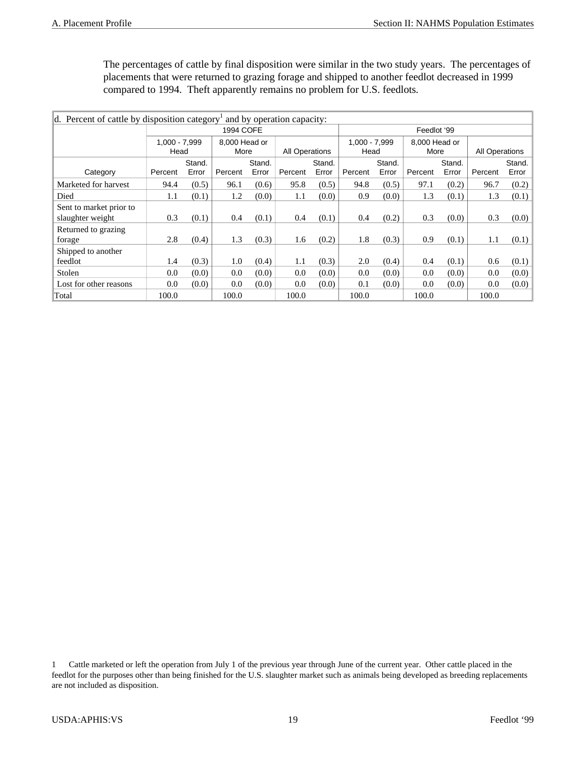The percentages of cattle by final disposition were similar in the two study years. The percentages of placements that were returned to grazing forage and shipped to another feedlot decreased in 1999 compared to 1994. Theft apparently remains no problem for U.S. feedlots.

d. Percent of cattle by disposition category[1] and by operation capacity:

| | 1994 COFE | | | | | | Feedlot '99 | | | | | |
|---|---|---|---|---|---|---|---|---|---|---|---|---|
| | 1,000 - 7,999 Head | | 8,000 Head or More | | All Operations | | 1,000 - 7,999 Head | | 8,000 Head or More | | All Operations | |
| Category | Percent | Stand. Error | Percent | Stand. Error | Percent | Stand. Error | Percent | Stand. Error | Percent | Stand. Error | Percent | Stand. Error |
| Marketed for harvest | 94.4 | (0.5) | 96.1 | (0.6) | 95.8 | (0.5) | 94.8 | (0.5) | 97.1 | (0.2) | 96.7 | (0.2) |
| Died | 1.1 | (0.1) | 1.2 | (0.0) | 1.1 | (0.0) | 0.9 | (0.0) | 1.3 | (0.1) | 1.3 | (0.1) |
| Sent to market prior to slaughter weight | 0.3 | (0.1) | 0.4 | (0.1) | 0.4 | (0.1) | 0.4 | (0.2) | 0.3 | (0.0) | 0.3 | (0.0) |
| Returned to grazing forage | 2.8 | (0.4) | 1.3 | (0.3) | 1.6 | (0.2) | 1.8 | (0.3) | 0.9 | (0.1) | 1.1 | (0.1) |
| Shipped to another feedlot | 1.4 | (0.3) | 1.0 | (0.4) | 1.1 | (0.3) | 2.0 | (0.4) | 0.4 | (0.1) | 0.6 | (0.1) |
| Stolen | 0.0 | (0.0) | 0.0 | (0.0) | 0.0 | (0.0) | 0.0 | (0.0) | 0.0 | (0.0) | 0.0 | (0.0) |
| Lost for other reasons | 0.0 | (0.0) | 0.0 | (0.0) | 0.0 | (0.0) | 0.1 | (0.0) | 0.0 | (0.0) | 0.0 | (0.0) |
| Total | 100.0 | | 100.0 | | 100.0 | | 100.0 | | 100.0 | | 100.0 | |

1 Cattle marketed or left the operation from July 1 of the previous year through June of the current year. Other cattle placed in the feedlot for the purposes other than being finished for the U.S. slaughter market such as animals being developed as breeding replacements are not included as disposition.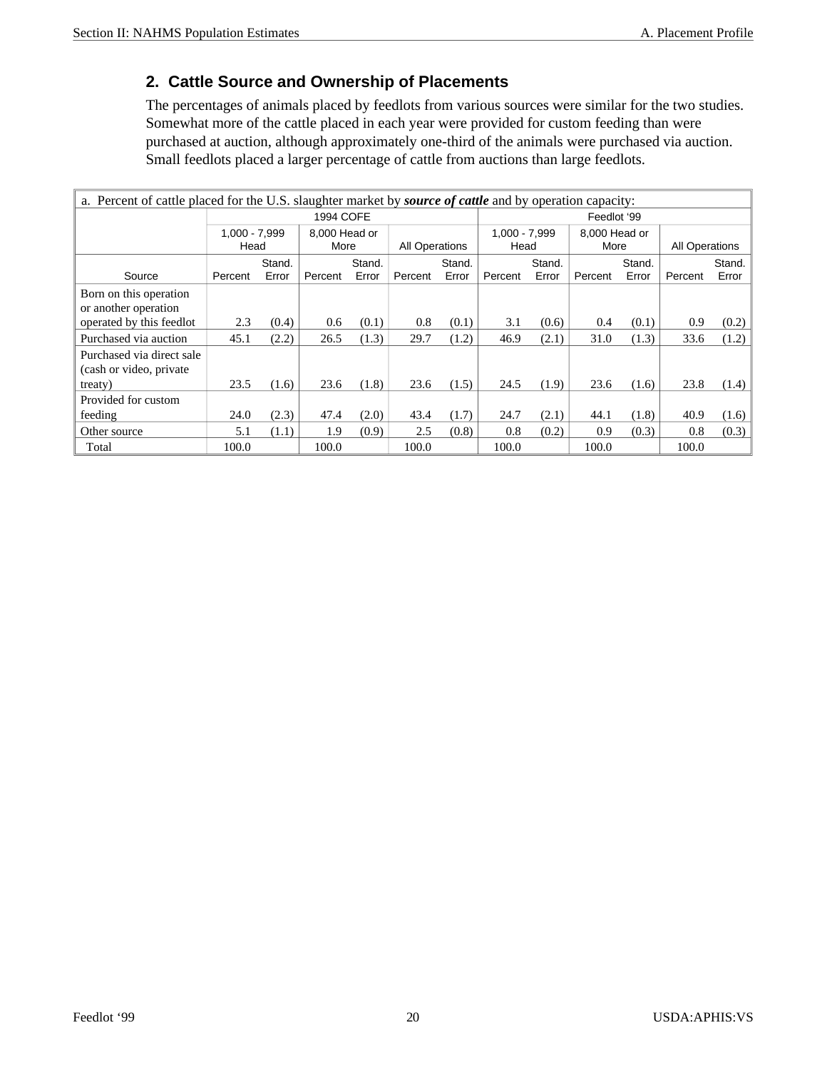## 2. Cattle Source and Ownership of Placements

The percentages of animals placed by feedlots from various sources were similar for the two studies. Somewhat more of the cattle placed in each year were provided for custom feeding than were purchased at auction, although approximately one-third of the animals were purchased via auction. Small feedlots placed a larger percentage of cattle from auctions than large feedlots.

a. Percent of cattle placed for the U.S. slaughter market by ***source of cattle*** and by operation capacity:

| | 1994 COFE | | | | | | Feedlot '99 | | | | | |
|---|---|---|---|---|---|---|---|---|---|---|---|---|
| | 1,000 - 7,999 Head | | 8,000 Head or More | | All Operations | | 1,000 - 7,999 Head | | 8,000 Head or More | | All Operations | |
| Source | Percent | Stand. Error | Percent | Stand. Error | Percent | Stand. Error | Percent | Stand. Error | Percent | Stand. Error | Percent | Stand. Error |
| Born on this operation or another operation operated by this feedlot | 2.3 | (0.4) | 0.6 | (0.1) | 0.8 | (0.1) | 3.1 | (0.6) | 0.4 | (0.1) | 0.9 | (0.2) |
| Purchased via auction | 45.1 | (2.2) | 26.5 | (1.3) | 29.7 | (1.2) | 46.9 | (2.1) | 31.0 | (1.3) | 33.6 | (1.2) |
| Purchased via direct sale (cash or video, private treaty) | 23.5 | (1.6) | 23.6 | (1.8) | 23.6 | (1.5) | 24.5 | (1.9) | 23.6 | (1.6) | 23.8 | (1.4) |
| Provided for custom feeding | 24.0 | (2.3) | 47.4 | (2.0) | 43.4 | (1.7) | 24.7 | (2.1) | 44.1 | (1.8) | 40.9 | (1.6) |
| Other source | 5.1 | (1.1) | 1.9 | (0.9) | 2.5 | (0.8) | 0.8 | (0.2) | 0.9 | (0.3) | 0.8 | (0.3) |
| Total | 100.0 | | 100.0 | | 100.0 | | 100.0 | | 100.0 | | 100.0 | |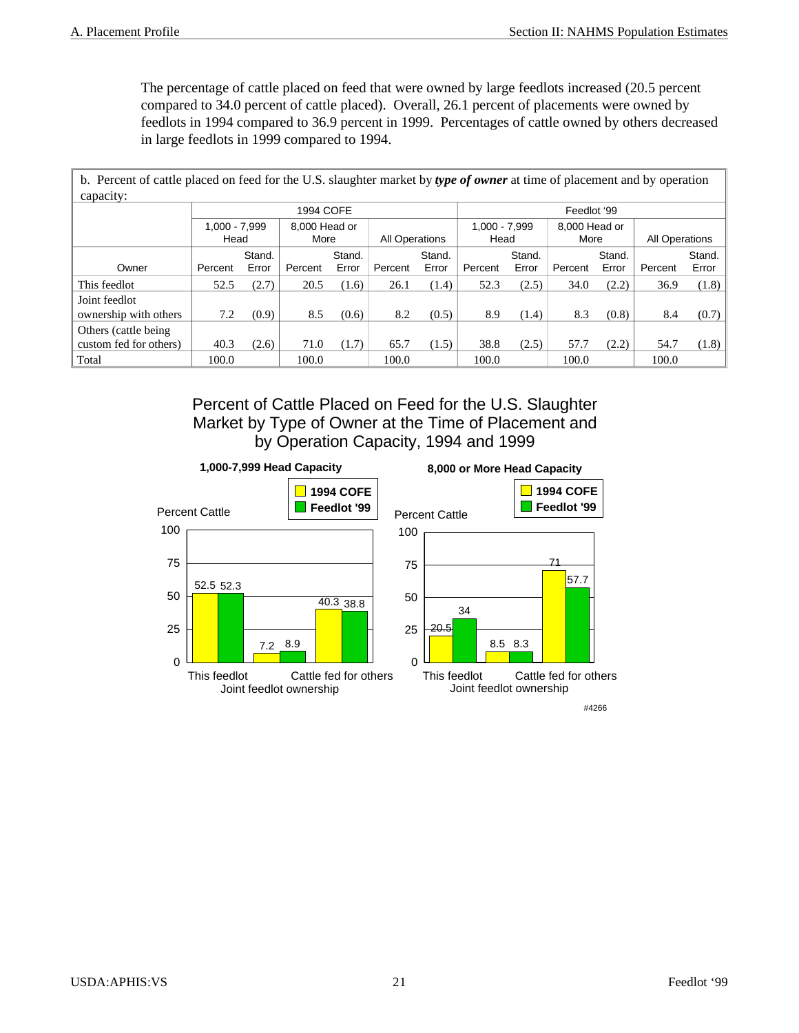The percentage of cattle placed on feed that were owned by large feedlots increased (20.5 percent compared to 34.0 percent of cattle placed). Overall, 26.1 percent of placements were owned by feedlots in 1994 compared to 36.9 percent in 1999. Percentages of cattle owned by others decreased in large feedlots in 1999 compared to 1994.

b. Percent of cattle placed on feed for the U.S. slaughter market by ***type of owner*** at time of placement and by operation capacity:

| | 1994 COFE | | | | | | Feedlot '99 | | | | | |
|---|---|---|---|---|---|---|---|---|---|---|---|---|
| | 1,000 - 7,999 Head | | 8,000 Head or More | | All Operations | | 1,000 - 7,999 Head | | 8,000 Head or More | | All Operations | |
| Owner | Percent | Stand. Error | Percent | Stand. Error | Percent | Stand. Error | Percent | Stand. Error | Percent | Stand. Error | Percent | Stand. Error |
| This feedlot | 52.5 | (2.7) | 20.5 | (1.6) | 26.1 | (1.4) | 52.3 | (2.5) | 34.0 | (2.2) | 36.9 | (1.8) |
| Joint feedlot ownership with others | 7.2 | (0.9) | 8.5 | (0.6) | 8.2 | (0.5) | 8.9 | (1.4) | 8.3 | (0.8) | 8.4 | (0.7) |
| Others (cattle being custom fed for others) | 40.3 | (2.6) | 71.0 | (1.7) | 65.7 | (1.5) | 38.8 | (2.5) | 57.7 | (2.2) | 54.7 | (1.8) |
| Total | 100.0 | | 100.0 | | 100.0 | | 100.0 | | 100.0 | | 100.0 | |

Percent of Cattle Placed on Feed for the U.S. Slaughter Market by Type of Owner at the Time of Placement and by Operation Capacity, 1994 and 1999

**1,000-7,999 Head Capacity**

| Owner | 1994 COFE | Feedlot '99 |
|---|---|---|
| This feedlot | 52.5 | 52.3 |
| Joint feedlot ownership | 7.2 | 8.9 |
| Cattle fed for others | 40.3 | 38.8 |

**8,000 or More Head Capacity**

| Owner | 1994 COFE | Feedlot '99 |
|---|---|---|
| This feedlot | 20.5 | 34 |
| Joint feedlot ownership | 8.5 | 8.3 |
| Cattle fed for others | 71 | 57.7 |

#4266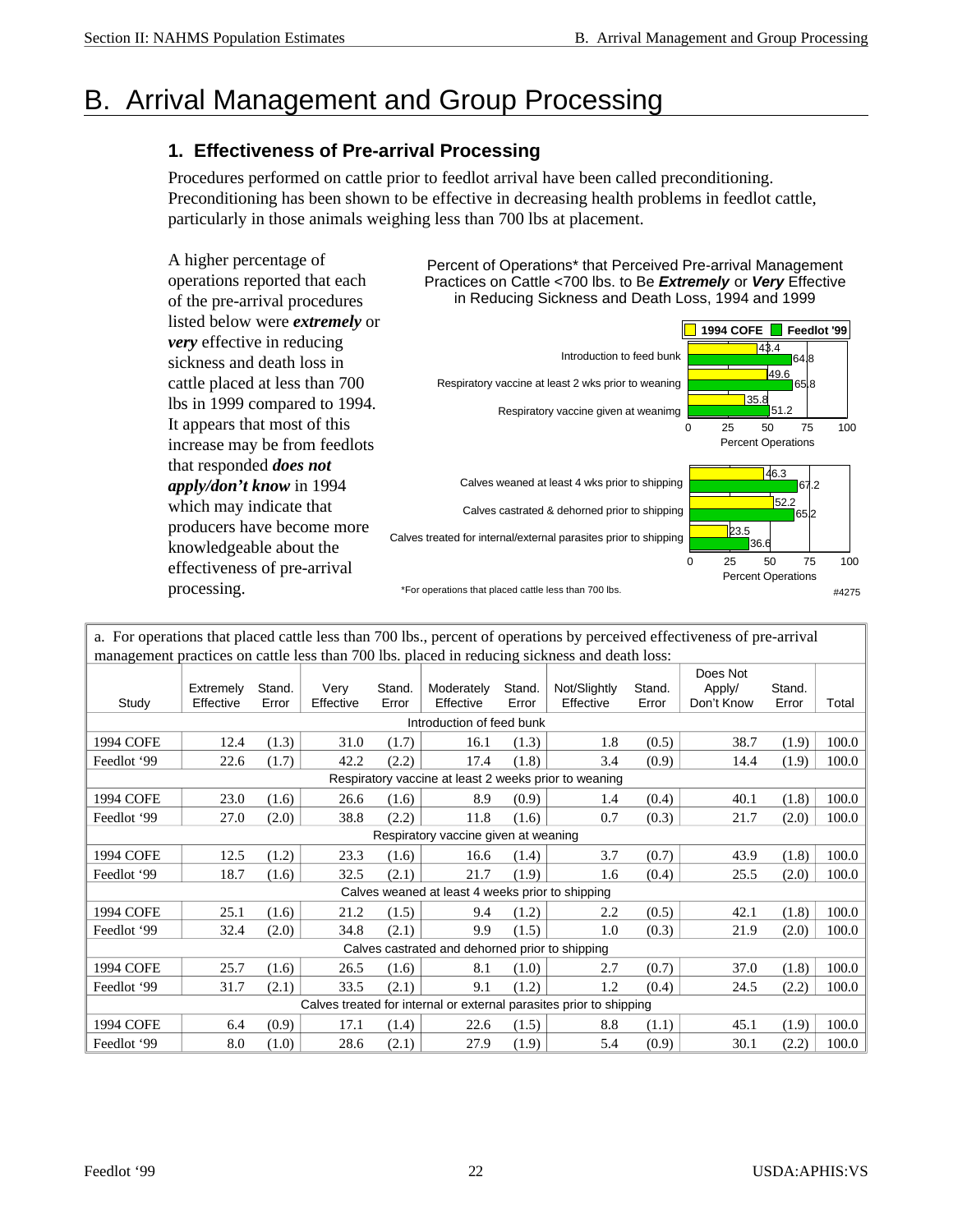// B. Arrival Management and Group Processing

## 1. Effectiveness of Pre-arrival Processing

Procedures performed on cattle prior to feedlot arrival have been called preconditioning. Preconditioning has been shown to be effective in decreasing health problems in feedlot cattle, particularly in those animals weighing less than 700 lbs at placement.

A higher percentage of operations reported that each of the pre-arrival procedures listed below were ***extremely*** or ***very*** effective in reducing sickness and death loss in cattle placed at less than 700 lbs in 1999 compared to 1994. It appears that most of this increase may be from feedlots that responded ***does not apply/don't know*** in 1994 which may indicate that producers have become more knowledgeable about the effectiveness of pre-arrival processing.

Percent of Operations* that Perceived Pre-arrival Management Practices on Cattle <700 lbs. to Be ***Extremely*** or ***Very*** Effective in Reducing Sickness and Death Loss, 1994 and 1999

| Practice | 1994 COFE | Feedlot '99 |
|---|---|---|
| Introduction to feed bunk | 43.4 | 64.8 |
| Respiratory vaccine at least 2 wks prior to weaning | 49.6 | 65.8 |
| Respiratory vaccine given at weanimg | 35.8 | 51.2 |
| Calves weaned at least 4 wks prior to shipping | 46.3 | 67.2 |
| Calves castrated & dehorned prior to shipping | 52.2 | 65.2 |
| Calves treated for internal/external parasites prior to shipping | 23.5 | 36.6 |

*For operations that placed cattle less than 700 lbs.

#4275

a. For operations that placed cattle less than 700 lbs., percent of operations by perceived effectiveness of pre-arrival management practices on cattle less than 700 lbs. placed in reducing sickness and death loss:

| Study | Extremely Effective | Stand. Error | Very Effective | Stand. Error | Moderately Effective | Stand. Error | Not/Slightly Effective | Stand. Error | Does Not Apply/ Don't Know | Stand. Error | Total |
|---|---|---|---|---|---|---|---|---|---|---|---|
| Introduction of feed bunk | | | | | | | | | | | |
| 1994 COFE | 12.4 | (1.3) | 31.0 | (1.7) | 16.1 | (1.3) | 1.8 | (0.5) | 38.7 | (1.9) | 100.0 |
| Feedlot '99 | 22.6 | (1.7) | 42.2 | (2.2) | 17.4 | (1.8) | 3.4 | (0.9) | 14.4 | (1.9) | 100.0 |
| Respiratory vaccine at least 2 weeks prior to weaning | | | | | | | | | | | |
| 1994 COFE | 23.0 | (1.6) | 26.6 | (1.6) | 8.9 | (0.9) | 1.4 | (0.4) | 40.1 | (1.8) | 100.0 |
| Feedlot '99 | 27.0 | (2.0) | 38.8 | (2.2) | 11.8 | (1.6) | 0.7 | (0.3) | 21.7 | (2.0) | 100.0 |
| Respiratory vaccine given at weaning | | | | | | | | | | | |
| 1994 COFE | 12.5 | (1.2) | 23.3 | (1.6) | 16.6 | (1.4) | 3.7 | (0.7) | 43.9 | (1.8) | 100.0 |
| Feedlot '99 | 18.7 | (1.6) | 32.5 | (2.1) | 21.7 | (1.9) | 1.6 | (0.4) | 25.5 | (2.0) | 100.0 |
| Calves weaned at least 4 weeks prior to shipping | | | | | | | | | | | |
| 1994 COFE | 25.1 | (1.6) | 21.2 | (1.5) | 9.4 | (1.2) | 2.2 | (0.5) | 42.1 | (1.8) | 100.0 |
| Feedlot '99 | 32.4 | (2.0) | 34.8 | (2.1) | 9.9 | (1.5) | 1.0 | (0.3) | 21.9 | (2.0) | 100.0 |
| Calves castrated and dehorned prior to shipping | | | | | | | | | | | |
| 1994 COFE | 25.7 | (1.6) | 26.5 | (1.6) | 8.1 | (1.0) | 2.7 | (0.7) | 37.0 | (1.8) | 100.0 |
| Feedlot '99 | 31.7 | (2.1) | 33.5 | (2.1) | 9.1 | (1.2) | 1.2 | (0.4) | 24.5 | (2.2) | 100.0 |
| Calves treated for internal or external parasites prior to shipping | | | | | | | | | | | |
| 1994 COFE | 6.4 | (0.9) | 17.1 | (1.4) | 22.6 | (1.5) | 8.8 | (1.1) | 45.1 | (1.9) | 100.0 |
| Feedlot '99 | 8.0 | (1.0) | 28.6 | (2.1) | 27.9 | (1.9) | 5.4 | (0.9) | 30.1 | (2.2) | 100.0 |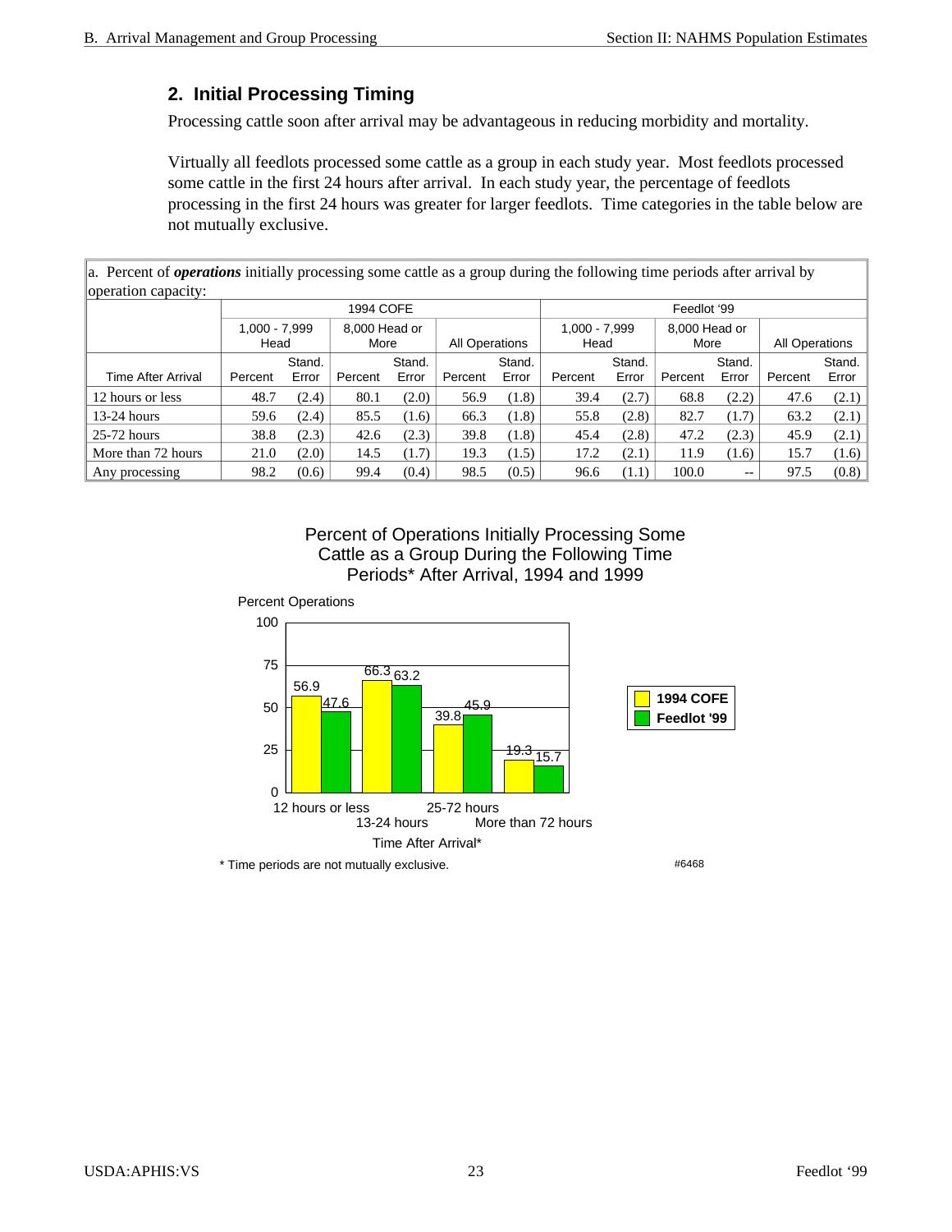## 2. Initial Processing Timing

Processing cattle soon after arrival may be advantageous in reducing morbidity and mortality.

Virtually all feedlots processed some cattle as a group in each study year. Most feedlots processed some cattle in the first 24 hours after arrival. In each study year, the percentage of feedlots processing in the first 24 hours was greater for larger feedlots. Time categories in the table below are not mutually exclusive.

a. Percent of ***operations*** initially processing some cattle as a group during the following time periods after arrival by operation capacity:

| | 1994 COFE | | | | | | Feedlot '99 | | | | | |
|---|---|---|---|---|---|---|---|---|---|---|---|---|
| | 1,000 - 7,999 Head | | 8,000 Head or More | | All Operations | | 1,000 - 7,999 Head | | 8,000 Head or More | | All Operations | |
| Time After Arrival | Percent | Stand. Error | Percent | Stand. Error | Percent | Stand. Error | Percent | Stand. Error | Percent | Stand. Error | Percent | Stand. Error |
| 12 hours or less | 48.7 | (2.4) | 80.1 | (2.0) | 56.9 | (1.8) | 39.4 | (2.7) | 68.8 | (2.2) | 47.6 | (2.1) |
| 13-24 hours | 59.6 | (2.4) | 85.5 | (1.6) | 66.3 | (1.8) | 55.8 | (2.8) | 82.7 | (1.7) | 63.2 | (2.1) |
| 25-72 hours | 38.8 | (2.3) | 42.6 | (2.3) | 39.8 | (1.8) | 45.4 | (2.8) | 47.2 | (2.3) | 45.9 | (2.1) |
| More than 72 hours | 21.0 | (2.0) | 14.5 | (1.7) | 19.3 | (1.5) | 17.2 | (2.1) | 11.9 | (1.6) | 15.7 | (1.6) |
| Any processing | 98.2 | (0.6) | 99.4 | (0.4) | 98.5 | (0.5) | 96.6 | (1.1) | 100.0 | -- | 97.5 | (0.8) |

Percent of Operations Initially Processing Some Cattle as a Group During the Following Time Periods* After Arrival, 1994 and 1999

| Time After Arrival* | 1994 COFE | Feedlot '99 |
|---|---|---|
| 12 hours or less | 56.9 | 47.6 |
| 13-24 hours | 66.3 | 63.2 |
| 25-72 hours | 39.8 | 45.9 |
| More than 72 hours | 19.3 | 15.7 |

\* Time periods are not mutually exclusive.

#6468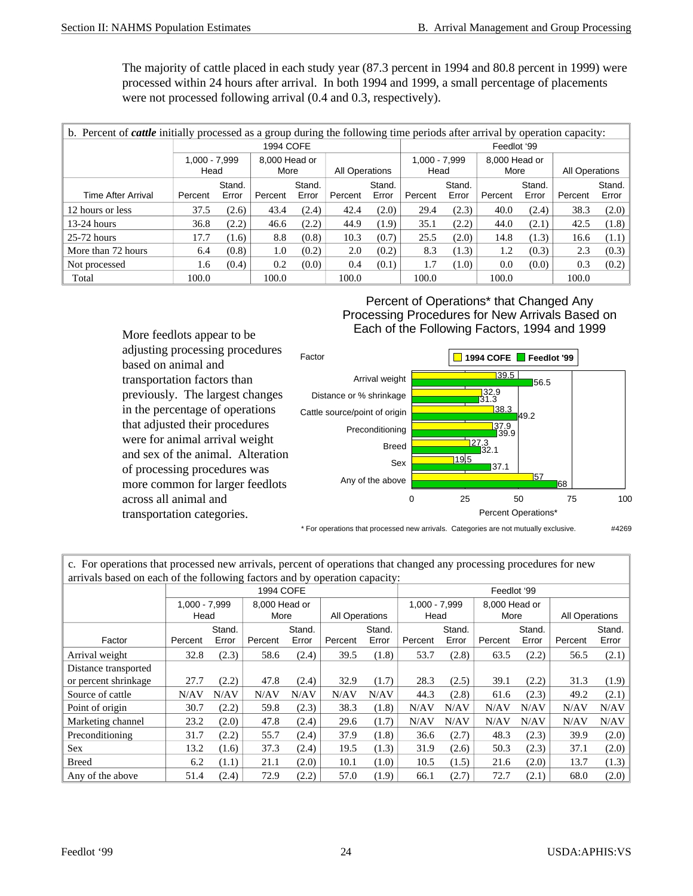The majority of cattle placed in each study year (87.3 percent in 1994 and 80.8 percent in 1999) were processed within 24 hours after arrival. In both 1994 and 1999, a small percentage of placements were not processed following arrival (0.4 and 0.3, respectively).

b. Percent of ***cattle*** initially processed as a group during the following time periods after arrival by operation capacity:

| | 1994 COFE | | | | | | Feedlot '99 | | | | | |
|---|---|---|---|---|---|---|---|---|---|---|---|---|
| | 1,000 - 7,999 Head | | 8,000 Head or More | | All Operations | | 1,000 - 7,999 Head | | 8,000 Head or More | | All Operations | |
| Time After Arrival | Percent | Stand. Error | Percent | Stand. Error | Percent | Stand. Error | Percent | Stand. Error | Percent | Stand. Error | Percent | Stand. Error |
| 12 hours or less | 37.5 | (2.6) | 43.4 | (2.4) | 42.4 | (2.0) | 29.4 | (2.3) | 40.0 | (2.4) | 38.3 | (2.0) |
| 13-24 hours | 36.8 | (2.2) | 46.6 | (2.2) | 44.9 | (1.9) | 35.1 | (2.2) | 44.0 | (2.1) | 42.5 | (1.8) |
| 25-72 hours | 17.7 | (1.6) | 8.8 | (0.8) | 10.3 | (0.7) | 25.5 | (2.0) | 14.8 | (1.3) | 16.6 | (1.1) |
| More than 72 hours | 6.4 | (0.8) | 1.0 | (0.2) | 2.0 | (0.2) | 8.3 | (1.3) | 1.2 | (0.3) | 2.3 | (0.3) |
| Not processed | 1.6 | (0.4) | 0.2 | (0.0) | 0.4 | (0.1) | 1.7 | (1.0) | 0.0 | (0.0) | 0.3 | (0.2) |
| Total | 100.0 | | 100.0 | | 100.0 | | 100.0 | | 100.0 | | 100.0 | |

More feedlots appear to be adjusting processing procedures based on animal and transportation factors than previously. The largest changes in the percentage of operations that adjusted their procedures were for animal arrival weight and sex of the animal. Alteration of processing procedures was more common for larger feedlots across all animal and transportation categories.

**Percent of Operations\* that Changed Any Processing Procedures for New Arrivals Based on Each of the Following Factors, 1994 and 1999**

| Factor | 1994 COFE | Feedlot '99 |
|---|---|---|
| Arrival weight | 39.5 | 56.5 |
| Distance or % shrinkage | 32.9 | 31.3 |
| Cattle source/point of origin | 38.3 | 49.2 |
| Preconditioning | 37.9 | 39.9 |
| Breed | 27.3 | 32.1 |
| Sex | 19.5 | 37.1 |
| Any of the above | 57 | 68 |

\* For operations that processed new arrivals. Categories are not mutually exclusive. #4269

c. For operations that processed new arrivals, percent of operations that changed any processing procedures for new arrivals based on each of the following factors and by operation capacity:

| | 1994 COFE | | | | | | Feedlot '99 | | | | | |
|---|---|---|---|---|---|---|---|---|---|---|---|---|
| | 1,000 - 7,999 Head | | 8,000 Head or More | | All Operations | | 1,000 - 7,999 Head | | 8,000 Head or More | | All Operations | |
| Factor | Percent | Stand. Error | Percent | Stand. Error | Percent | Stand. Error | Percent | Stand. Error | Percent | Stand. Error | Percent | Stand. Error |
| Arrival weight | 32.8 | (2.3) | 58.6 | (2.4) | 39.5 | (1.8) | 53.7 | (2.8) | 63.5 | (2.2) | 56.5 | (2.1) |
| Distance transported or percent shrinkage | 27.7 | (2.2) | 47.8 | (2.4) | 32.9 | (1.7) | 28.3 | (2.5) | 39.1 | (2.2) | 31.3 | (1.9) |
| Source of cattle | N/AV | N/AV | N/AV | N/AV | N/AV | N/AV | 44.3 | (2.8) | 61.6 | (2.3) | 49.2 | (2.1) |
| Point of origin | 30.7 | (2.2) | 59.8 | (2.3) | 38.3 | (1.8) | N/AV | N/AV | N/AV | N/AV | N/AV | N/AV |
| Marketing channel | 23.2 | (2.0) | 47.8 | (2.4) | 29.6 | (1.7) | N/AV | N/AV | N/AV | N/AV | N/AV | N/AV |
| Preconditioning | 31.7 | (2.2) | 55.7 | (2.4) | 37.9 | (1.8) | 36.6 | (2.7) | 48.3 | (2.3) | 39.9 | (2.0) |
| Sex | 13.2 | (1.6) | 37.3 | (2.4) | 19.5 | (1.3) | 31.9 | (2.6) | 50.3 | (2.3) | 37.1 | (2.0) |
| Breed | 6.2 | (1.1) | 21.1 | (2.0) | 10.1 | (1.0) | 10.5 | (1.5) | 21.6 | (2.0) | 13.7 | (1.3) |
| Any of the above | 51.4 | (2.4) | 72.9 | (2.2) | 57.0 | (1.9) | 66.1 | (2.7) | 72.7 | (2.1) | 68.0 | (2.0) |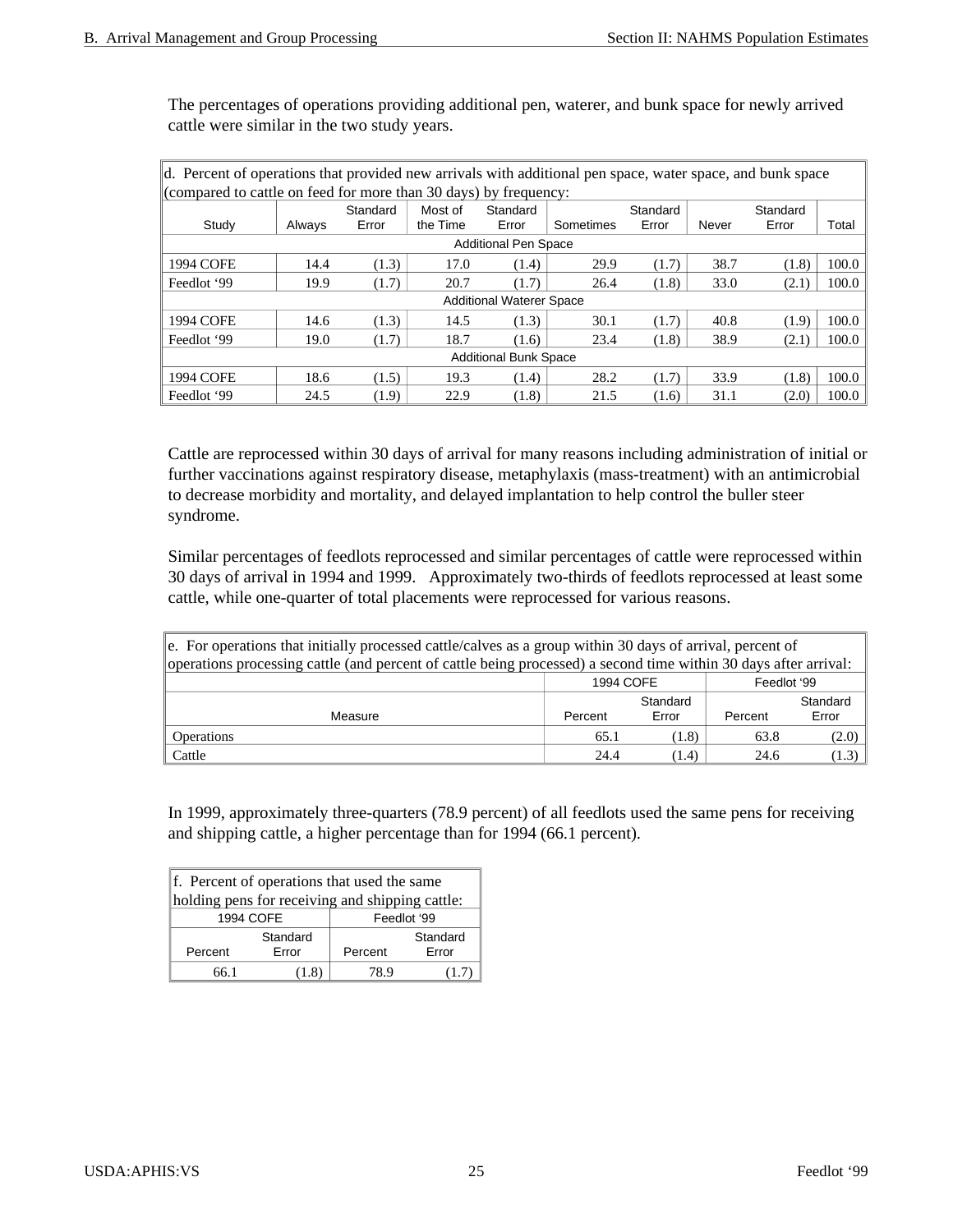The percentages of operations providing additional pen, waterer, and bunk space for newly arrived cattle were similar in the two study years.

**d. Percent of operations that provided new arrivals with additional pen space, water space, and bunk space (compared to cattle on feed for more than 30 days) by frequency:**

| Study | Always | Standard Error | Most of the Time | Standard Error | Sometimes | Standard Error | Never | Standard Error | Total |
|---|---|---|---|---|---|---|---|---|---|
| **Additional Pen Space** | | | | | | | | | |
| 1994 COFE | 14.4 | (1.3) | 17.0 | (1.4) | 29.9 | (1.7) | 38.7 | (1.8) | 100.0 |
| Feedlot '99 | 19.9 | (1.7) | 20.7 | (1.7) | 26.4 | (1.8) | 33.0 | (2.1) | 100.0 |
| **Additional Waterer Space** | | | | | | | | | |
| 1994 COFE | 14.6 | (1.3) | 14.5 | (1.3) | 30.1 | (1.7) | 40.8 | (1.9) | 100.0 |
| Feedlot '99 | 19.0 | (1.7) | 18.7 | (1.6) | 23.4 | (1.8) | 38.9 | (2.1) | 100.0 |
| **Additional Bunk Space** | | | | | | | | | |
| 1994 COFE | 18.6 | (1.5) | 19.3 | (1.4) | 28.2 | (1.7) | 33.9 | (1.8) | 100.0 |
| Feedlot '99 | 24.5 | (1.9) | 22.9 | (1.8) | 21.5 | (1.6) | 31.1 | (2.0) | 100.0 |

Cattle are reprocessed within 30 days of arrival for many reasons including administration of initial or further vaccinations against respiratory disease, metaphylaxis (mass-treatment) with an antimicrobial to decrease morbidity and mortality, and delayed implantation to help control the buller steer syndrome.

Similar percentages of feedlots reprocessed and similar percentages of cattle were reprocessed within 30 days of arrival in 1994 and 1999. Approximately two-thirds of feedlots reprocessed at least some cattle, while one-quarter of total placements were reprocessed for various reasons.

**e. For operations that initially processed cattle/calves as a group within 30 days of arrival, percent of operations processing cattle (and percent of cattle being processed) a second time within 30 days after arrival:**

| | 1994 COFE | | Feedlot '99 | |
|---|---|---|---|---|
| Measure | Percent | Standard Error | Percent | Standard Error |
| Operations | 65.1 | (1.8) | 63.8 | (2.0) |
| Cattle | 24.4 | (1.4) | 24.6 | (1.3) |

In 1999, approximately three-quarters (78.9 percent) of all feedlots used the same pens for receiving and shipping cattle, a higher percentage than for 1994 (66.1 percent).

**f. Percent of operations that used the same holding pens for receiving and shipping cattle:**

| 1994 COFE | | Feedlot '99 | |
|---|---|---|---|
| Percent | Standard Error | Percent | Standard Error |
| 66.1 | (1.8) | 78.9 | (1.7) |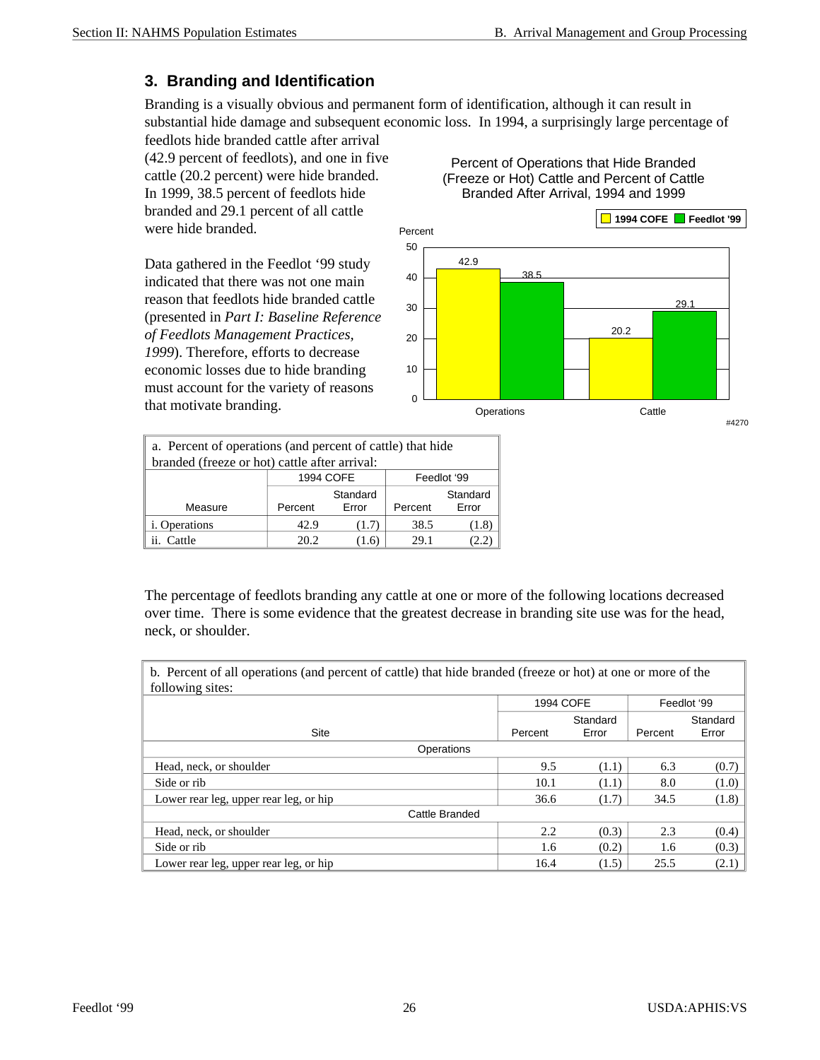## 3. Branding and Identification

Branding is a visually obvious and permanent form of identification, although it can result in substantial hide damage and subsequent economic loss. In 1994, a surprisingly large percentage of feedlots hide branded cattle after arrival (42.9 percent of feedlots), and one in five cattle (20.2 percent) were hide branded. In 1999, 38.5 percent of feedlots hide branded and 29.1 percent of all cattle were hide branded.

Data gathered in the Feedlot ‘99 study indicated that there was not one main reason that feedlots hide branded cattle (presented in *Part I: Baseline Reference of Feedlots Management Practices, 1999*). Therefore, efforts to decrease economic losses due to hide branding must account for the variety of reasons that motivate branding.

**Percent of Operations that Hide Branded (Freeze or Hot) Cattle and Percent of Cattle Branded After Arrival, 1994 and 1999**

| | 1994 COFE | Feedlot '99 |
|---|---|---|
| Operations | 42.9 | 38.5 |
| Cattle | 20.2 | 29.1 |

#4270

| a. Percent of operations (and percent of cattle) that hide branded (freeze or hot) cattle after arrival: | | | | |
|---|---|---|---|---|
| | 1994 COFE | | Feedlot ‘99 | |
| Measure | Percent | Standard Error | Percent | Standard Error |
| i. Operations | 42.9 | (1.7) | 38.5 | (1.8) |
| ii. Cattle | 20.2 | (1.6) | 29.1 | (2.2) |

The percentage of feedlots branding any cattle at one or more of the following locations decreased over time. There is some evidence that the greatest decrease in branding site use was for the head, neck, or shoulder.

| b. Percent of all operations (and percent of cattle) that hide branded (freeze or hot) at one or more of the following sites: | | | | |
|---|---|---|---|---|
| | 1994 COFE | | Feedlot ‘99 | |
| Site | Percent | Standard Error | Percent | Standard Error |
| **Operations** | | | | |
| Head, neck, or shoulder | 9.5 | (1.1) | 6.3 | (0.7) |
| Side or rib | 10.1 | (1.1) | 8.0 | (1.0) |
| Lower rear leg, upper rear leg, or hip | 36.6 | (1.7) | 34.5 | (1.8) |
| **Cattle Branded** | | | | |
| Head, neck, or shoulder | 2.2 | (0.3) | 2.3 | (0.4) |
| Side or rib | 1.6 | (0.2) | 1.6 | (0.3) |
| Lower rear leg, upper rear leg, or hip | 16.4 | (1.5) | 25.5 | (2.1) |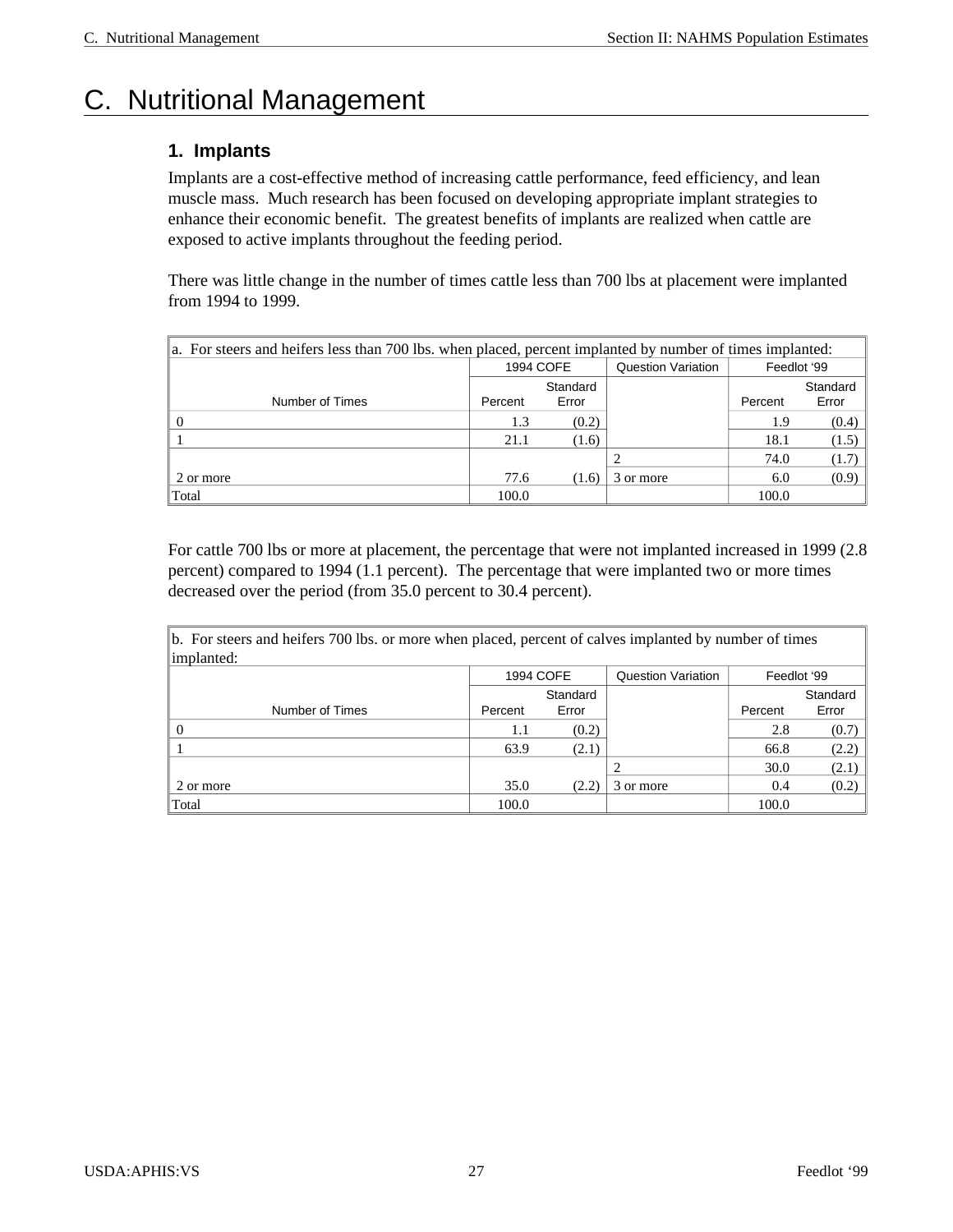# C. Nutritional Management

## 1. Implants

Implants are a cost-effective method of increasing cattle performance, feed efficiency, and lean muscle mass. Much research has been focused on developing appropriate implant strategies to enhance their economic benefit. The greatest benefits of implants are realized when cattle are exposed to active implants throughout the feeding period.

There was little change in the number of times cattle less than 700 lbs at placement were implanted from 1994 to 1999.

a. For steers and heifers less than 700 lbs. when placed, percent implanted by number of times implanted:

| | 1994 COFE | | Question Variation | Feedlot '99 | |
|---|---|---|---|---|---|
| Number of Times | Percent | Standard Error | | Percent | Standard Error |
| 0 | 1.3 | (0.2) | | 1.9 | (0.4) |
| 1 | 21.1 | (1.6) | | 18.1 | (1.5) |
| 2 or more | 77.6 | (1.6) | 2 | 74.0 | (1.7) |
| | | | 3 or more | 6.0 | (0.9) |
| Total | 100.0 | | | 100.0 | |

For cattle 700 lbs or more at placement, the percentage that were not implanted increased in 1999 (2.8 percent) compared to 1994 (1.1 percent). The percentage that were implanted two or more times decreased over the period (from 35.0 percent to 30.4 percent).

b. For steers and heifers 700 lbs. or more when placed, percent of calves implanted by number of times implanted:

| | 1994 COFE | | Question Variation | Feedlot '99 | |
|---|---|---|---|---|---|
| Number of Times | Percent | Standard Error | | Percent | Standard Error |
| 0 | 1.1 | (0.2) | | 2.8 | (0.7) |
| 1 | 63.9 | (2.1) | | 66.8 | (2.2) |
| 2 or more | 35.0 | (2.2) | 2 | 30.0 | (2.1) |
| | | | 3 or more | 0.4 | (0.2) |
| Total | 100.0 | | | 100.0 | |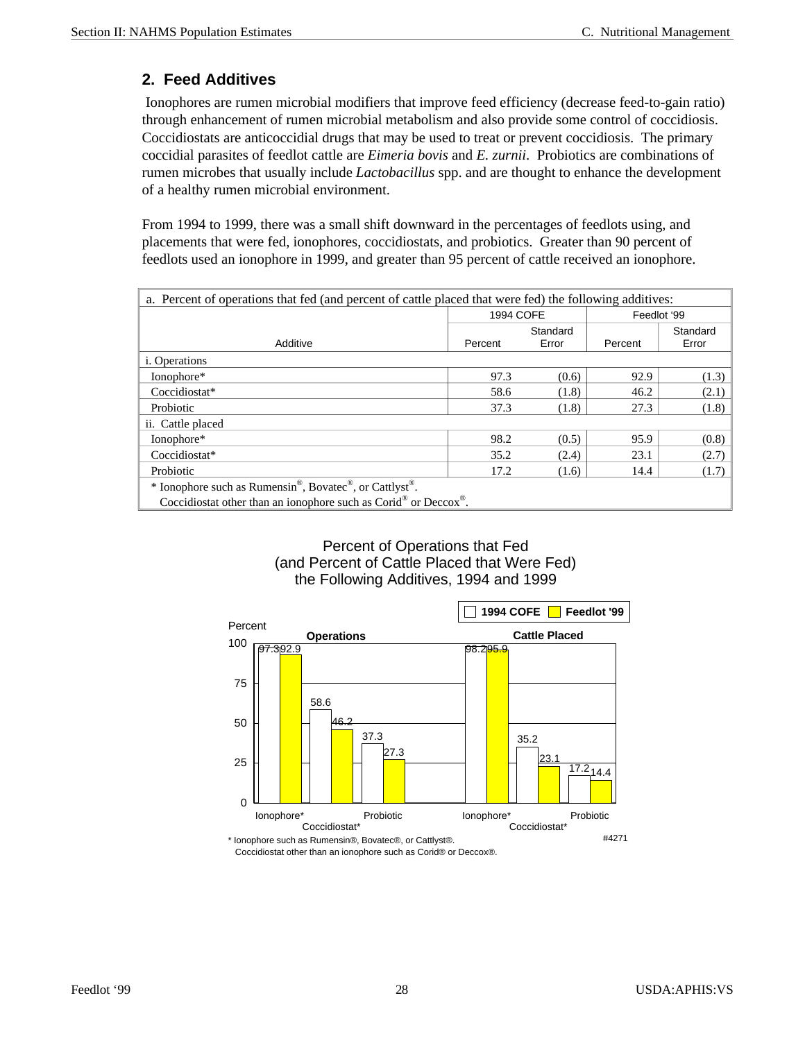## 2. Feed Additives

Ionophores are rumen microbial modifiers that improve feed efficiency (decrease feed-to-gain ratio) through enhancement of rumen microbial metabolism and also provide some control of coccidiosis. Coccidiostats are anticoccidial drugs that may be used to treat or prevent coccidiosis. The primary coccidial parasites of feedlot cattle are *Eimeria bovis* and *E. zurnii*. Probiotics are combinations of rumen microbes that usually include *Lactobacillus* spp. and are thought to enhance the development of a healthy rumen microbial environment.

From 1994 to 1999, there was a small shift downward in the percentages of feedlots using, and placements that were fed, ionophores, coccidiostats, and probiotics. Greater than 90 percent of feedlots used an ionophore in 1999, and greater than 95 percent of cattle received an ionophore.

a. Percent of operations that fed (and percent of cattle placed that were fed) the following additives:

| | 1994 COFE | | Feedlot '99 | |
|---|---|---|---|---|
| Additive | Percent | Standard Error | Percent | Standard Error |
| i. Operations | | | | |
| Ionophore* | 97.3 | (0.6) | 92.9 | (1.3) |
| Coccidiostat* | 58.6 | (1.8) | 46.2 | (2.1) |
| Probiotic | 37.3 | (1.8) | 27.3 | (1.8) |
| ii. Cattle placed | | | | |
| Ionophore* | 98.2 | (0.5) | 95.9 | (0.8) |
| Coccidiostat* | 35.2 | (2.4) | 23.1 | (2.7) |
| Probiotic | 17.2 | (1.6) | 14.4 | (1.7) |

\* Ionophore such as Rumensin®, Bovatec®, or Cattlyst®.
Coccidiostat other than an ionophore such as Corid® or Deccox®.

Percent of Operations that Fed (and Percent of Cattle Placed that Were Fed) the Following Additives, 1994 and 1999

| | Operations: 1994 COFE | Operations: Feedlot '99 | Cattle Placed: 1994 COFE | Cattle Placed: Feedlot '99 |
|---|---|---|---|---|
| Ionophore* | 97.3 | 92.9 | 98.2 | 95.9 |
| Coccidiostat* | 58.6 | 46.2 | 35.2 | 23.1 |
| Probiotic | 37.3 | 27.3 | 17.2 | 14.4 |

\* Ionophore such as Rumensin®, Bovatec®, or Cattlyst®.
Coccidiostat other than an ionophore such as Corid® or Deccox®.

#4271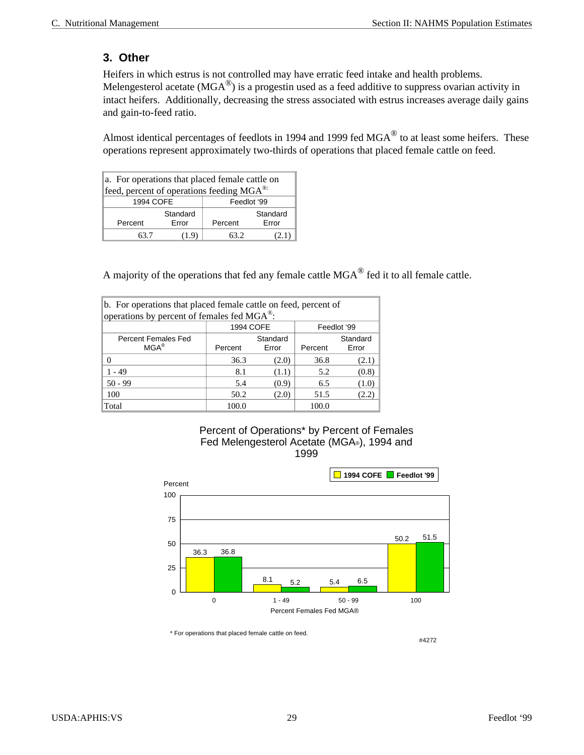### 3. Other

Heifers in which estrus is not controlled may have erratic feed intake and health problems. Melengesterol acetate (MGA®) is a progestin used as a feed additive to suppress ovarian activity in intact heifers. Additionally, decreasing the stress associated with estrus increases average daily gains and gain-to-feed ratio.

Almost identical percentages of feedlots in 1994 and 1999 fed MGA® to at least some heifers. These operations represent approximately two-thirds of operations that placed female cattle on feed.

a. For operations that placed female cattle on feed, percent of operations feeding MGA®:

| 1994 COFE | | Feedlot '99 | |
|---|---|---|---|
| Percent | Standard Error | Percent | Standard Error |
| 63.7 | (1.9) | 63.2 | (2.1) |

A majority of the operations that fed any female cattle MGA® fed it to all female cattle.

b. For operations that placed female cattle on feed, percent of operations by percent of females fed MGA®:

| | 1994 COFE | | Feedlot '99 | |
|---|---|---|---|---|
| Percent Females Fed MGA® | Percent | Standard Error | Percent | Standard Error |
| 0 | 36.3 | (2.0) | 36.8 | (2.1) |
| 1 - 49 | 8.1 | (1.1) | 5.2 | (0.8) |
| 50 - 99 | 5.4 | (0.9) | 6.5 | (1.0) |
| 100 | 50.2 | (2.0) | 51.5 | (2.2) |
| Total | 100.0 | | 100.0 | |

Percent of Operations* by Percent of Females Fed Melengesterol Acetate (MGA®), 1994 and 1999

| Percent Females Fed MGA® | 1994 COFE | Feedlot '99 |
|---|---|---|
| 0 | 36.3 | 36.8 |
| 1 - 49 | 8.1 | 5.2 |
| 50 - 99 | 5.4 | 6.5 |
| 100 | 50.2 | 51.5 |

\* For operations that placed female cattle on feed.

#4272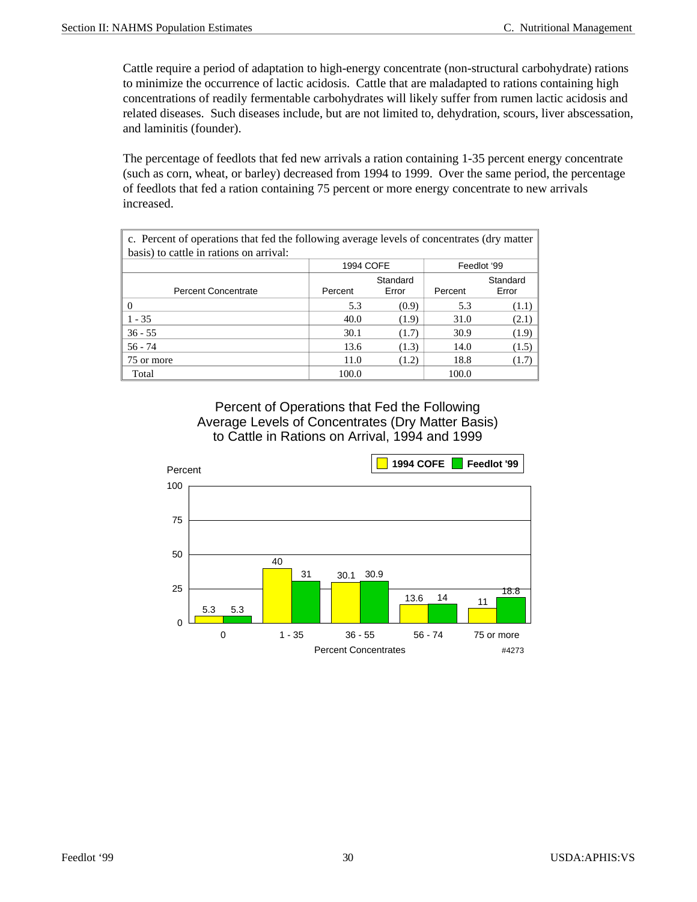Cattle require a period of adaptation to high-energy concentrate (non-structural carbohydrate) rations to minimize the occurrence of lactic acidosis. Cattle that are maladapted to rations containing high concentrations of readily fermentable carbohydrates will likely suffer from rumen lactic acidosis and related diseases. Such diseases include, but are not limited to, dehydration, scours, liver abscessation, and laminitis (founder).

The percentage of feedlots that fed new arrivals a ration containing 1-35 percent energy concentrate (such as corn, wheat, or barley) decreased from 1994 to 1999. Over the same period, the percentage of feedlots that fed a ration containing 75 percent or more energy concentrate to new arrivals increased.

c. Percent of operations that fed the following average levels of concentrates (dry matter basis) to cattle in rations on arrival:

| | 1994 COFE | | Feedlot '99 | |
|---|---|---|---|---|
| Percent Concentrate | Percent | Standard Error | Percent | Standard Error |
| 0 | 5.3 | (0.9) | 5.3 | (1.1) |
| 1 - 35 | 40.0 | (1.9) | 31.0 | (2.1) |
| 36 - 55 | 30.1 | (1.7) | 30.9 | (1.9) |
| 56 - 74 | 13.6 | (1.3) | 14.0 | (1.5) |
| 75 or more | 11.0 | (1.2) | 18.8 | (1.7) |
| Total | 100.0 | | 100.0 | |

Percent of Operations that Fed the Following Average Levels of Concentrates (Dry Matter Basis) to Cattle in Rations on Arrival, 1994 and 1999

| Percent Concentrates | 1994 COFE | Feedlot '99 |
|---|---|---|
| 0 | 5.3 | 5.3 |
| 1 - 35 | 40 | 31 |
| 36 - 55 | 30.1 | 30.9 |
| 56 - 74 | 13.6 | 14 |
| 75 or more | 11 | 18.8 |

#4273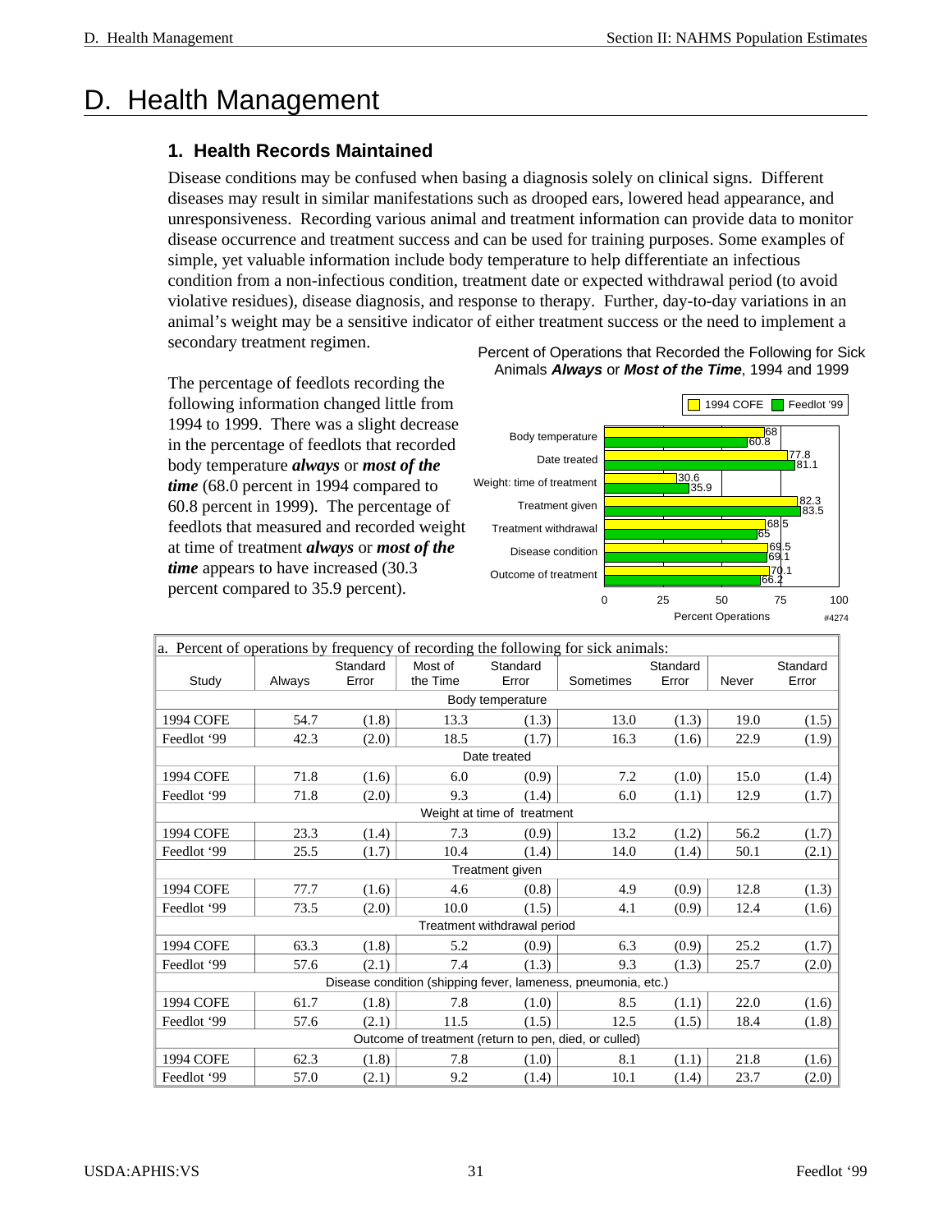# D. Health Management

## 1. Health Records Maintained

Disease conditions may be confused when basing a diagnosis solely on clinical signs. Different diseases may result in similar manifestations such as drooped ears, lowered head appearance, and unresponsiveness. Recording various animal and treatment information can provide data to monitor disease occurrence and treatment success and can be used for training purposes. Some examples of simple, yet valuable information include body temperature to help differentiate an infectious condition from a non-infectious condition, treatment date or expected withdrawal period (to avoid violative residues), disease diagnosis, and response to therapy. Further, day-to-day variations in an animal's weight may be a sensitive indicator of either treatment success or the need to implement a secondary treatment regimen.

The percentage of feedlots recording the following information changed little from 1994 to 1999. There was a slight decrease in the percentage of feedlots that recorded body temperature ***always*** or ***most of the time*** (68.0 percent in 1994 compared to 60.8 percent in 1999). The percentage of feedlots that measured and recorded weight at time of treatment ***always*** or ***most of the time*** appears to have increased (30.3 percent compared to 35.9 percent).

Percent of Operations that Recorded the Following for Sick Animals ***Always*** or ***Most of the Time***, 1994 and 1999

| | 1994 COFE | Feedlot '99 |
|---|---|---|
| Body temperature | 68 | 60.8 |
| Date treated | 77.8 | 81.1 |
| Weight: time of treatment | 30.6 | 35.9 |
| Treatment given | 82.3 | 83.5 |
| Treatment withdrawal | 68.5 | 65 |
| Disease condition | 69.5 | 69.1 |
| Outcome of treatment | 70.1 | 66.2 |

Percent Operations

#4274

a. Percent of operations by frequency of recording the following for sick animals:

| Study | Always | Standard Error | Most of the Time | Standard Error | Sometimes | Standard Error | Never | Standard Error |
|---|---|---|---|---|---|---|---|---|
| **Body temperature** | | | | | | | | |
| 1994 COFE | 54.7 | (1.8) | 13.3 | (1.3) | 13.0 | (1.3) | 19.0 | (1.5) |
| Feedlot '99 | 42.3 | (2.0) | 18.5 | (1.7) | 16.3 | (1.6) | 22.9 | (1.9) |
| **Date treated** | | | | | | | | |
| 1994 COFE | 71.8 | (1.6) | 6.0 | (0.9) | 7.2 | (1.0) | 15.0 | (1.4) |
| Feedlot '99 | 71.8 | (2.0) | 9.3 | (1.4) | 6.0 | (1.1) | 12.9 | (1.7) |
| **Weight at time of treatment** | | | | | | | | |
| 1994 COFE | 23.3 | (1.4) | 7.3 | (0.9) | 13.2 | (1.2) | 56.2 | (1.7) |
| Feedlot '99 | 25.5 | (1.7) | 10.4 | (1.4) | 14.0 | (1.4) | 50.1 | (2.1) |
| **Treatment given** | | | | | | | | |
| 1994 COFE | 77.7 | (1.6) | 4.6 | (0.8) | 4.9 | (0.9) | 12.8 | (1.3) |
| Feedlot '99 | 73.5 | (2.0) | 10.0 | (1.5) | 4.1 | (0.9) | 12.4 | (1.6) |
| **Treatment withdrawal period** | | | | | | | | |
| 1994 COFE | 63.3 | (1.8) | 5.2 | (0.9) | 6.3 | (0.9) | 25.2 | (1.7) |
| Feedlot '99 | 57.6 | (2.1) | 7.4 | (1.3) | 9.3 | (1.3) | 25.7 | (2.0) |
| **Disease condition (shipping fever, lameness, pneumonia, etc.)** | | | | | | | | |
| 1994 COFE | 61.7 | (1.8) | 7.8 | (1.0) | 8.5 | (1.1) | 22.0 | (1.6) |
| Feedlot '99 | 57.6 | (2.1) | 11.5 | (1.5) | 12.5 | (1.5) | 18.4 | (1.8) |
| **Outcome of treatment (return to pen, died, or culled)** | | | | | | | | |
| 1994 COFE | 62.3 | (1.8) | 7.8 | (1.0) | 8.1 | (1.1) | 21.8 | (1.6) |
| Feedlot '99 | 57.0 | (2.1) | 9.2 | (1.4) | 10.1 | (1.4) | 23.7 | (2.0) |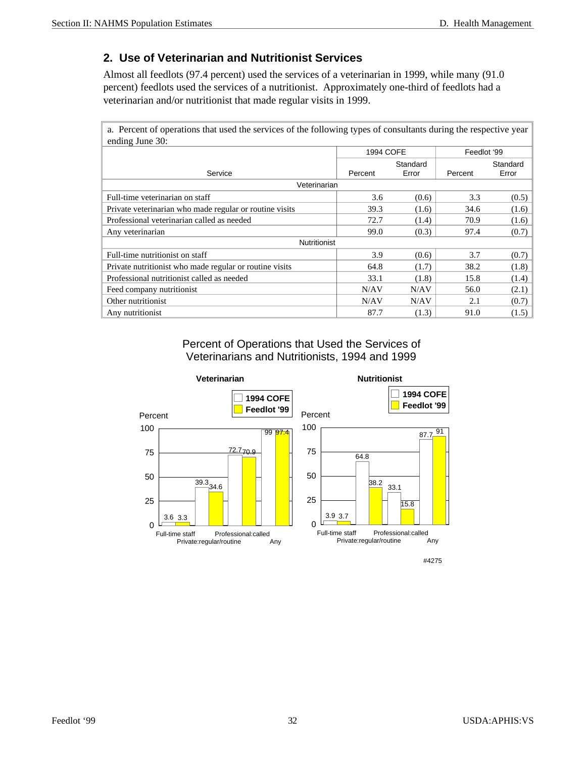## 2. Use of Veterinarian and Nutritionist Services

Almost all feedlots (97.4 percent) used the services of a veterinarian in 1999, while many (91.0 percent) feedlots used the services of a nutritionist. Approximately one-third of feedlots had a veterinarian and/or nutritionist that made regular visits in 1999.

a. Percent of operations that used the services of the following types of consultants during the respective year ending June 30:

| | 1994 COFE | | Feedlot '99 | |
|---|---|---|---|---|
| Service | Percent | Standard Error | Percent | Standard Error |
| **Veterinarian** | | | | |
| Full-time veterinarian on staff | 3.6 | (0.6) | 3.3 | (0.5) |
| Private veterinarian who made regular or routine visits | 39.3 | (1.6) | 34.6 | (1.6) |
| Professional veterinarian called as needed | 72.7 | (1.4) | 70.9 | (1.6) |
| Any veterinarian | 99.0 | (0.3) | 97.4 | (0.7) |
| **Nutritionist** | | | | |
| Full-time nutritionist on staff | 3.9 | (0.6) | 3.7 | (0.7) |
| Private nutritionist who made regular or routine visits | 64.8 | (1.7) | 38.2 | (1.8) |
| Professional nutritionist called as needed | 33.1 | (1.8) | 15.8 | (1.4) |
| Feed company nutritionist | N/AV | N/AV | 56.0 | (2.1) |
| Other nutritionist | N/AV | N/AV | 2.1 | (0.7) |
| Any nutritionist | 87.7 | (1.3) | 91.0 | (1.5) |

Percent of Operations that Used the Services of Veterinarians and Nutritionists, 1994 and 1999

**Veterinarian**

| Service | 1994 COFE | Feedlot '99 |
|---|---|---|
| Full-time staff | 3.6 | 3.3 |
| Private:regular/routine | 39.3 | 34.6 |
| Professional:called | 72.7 | 70.9 |
| Any | 99 | 97.4 |

**Nutritionist**

| Service | 1994 COFE | Feedlot '99 |
|---|---|---|
| Full-time staff | 3.9 | 3.7 |
| Private:regular/routine | 64.8 | 38.2 |
| Professional:called | 33.1 | 15.8 |
| Any | 87.7 | 91 |

#4275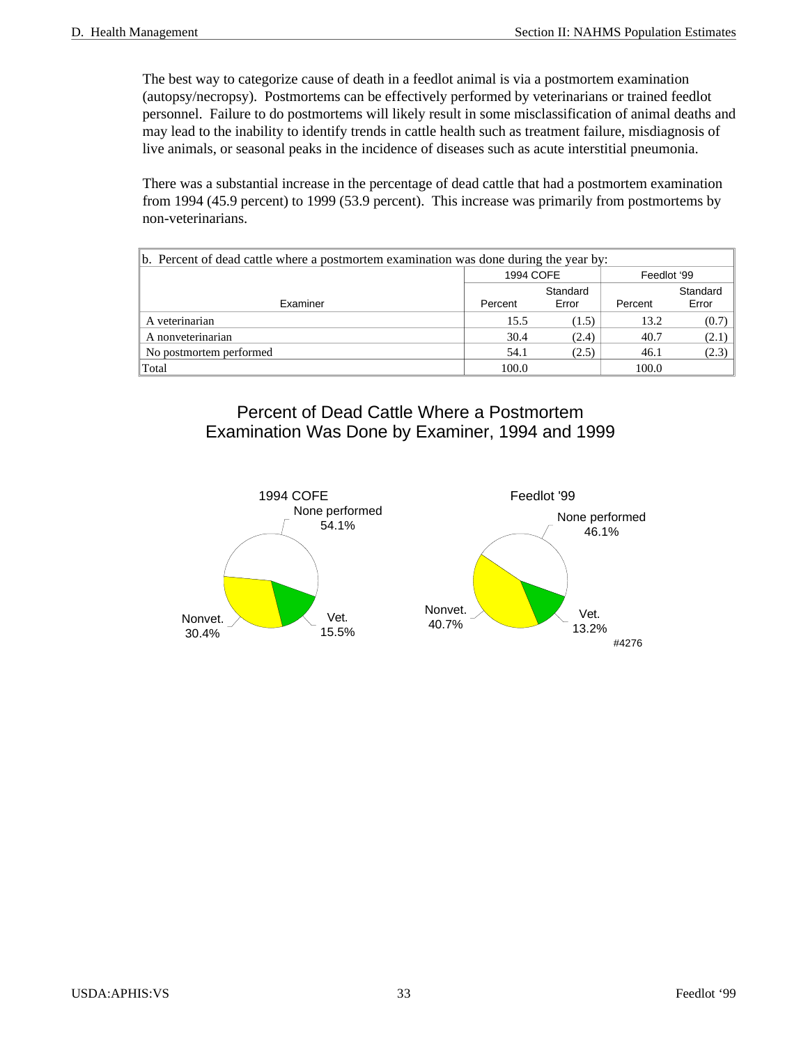The best way to categorize cause of death in a feedlot animal is via a postmortem examination (autopsy/necropsy). Postmortems can be effectively performed by veterinarians or trained feedlot personnel. Failure to do postmortems will likely result in some misclassification of animal deaths and may lead to the inability to identify trends in cattle health such as treatment failure, misdiagnosis of live animals, or seasonal peaks in the incidence of diseases such as acute interstitial pneumonia.

There was a substantial increase in the percentage of dead cattle that had a postmortem examination from 1994 (45.9 percent) to 1999 (53.9 percent). This increase was primarily from postmortems by non-veterinarians.

b. Percent of dead cattle where a postmortem examination was done during the year by:

| | 1994 COFE | | Feedlot '99 | |
|---|---|---|---|---|
| Examiner | Percent | Standard Error | Percent | Standard Error |
| A veterinarian | 15.5 | (1.5) | 13.2 | (0.7) |
| A nonveterinarian | 30.4 | (2.4) | 40.7 | (2.1) |
| No postmortem performed | 54.1 | (2.5) | 46.1 | (2.3) |
| Total | 100.0 | | 100.0 | |

Percent of Dead Cattle Where a Postmortem Examination Was Done by Examiner, 1994 and 1999

1994 COFE: None performed 54.1%; Nonvet. 30.4%; Vet. 15.5%

Feedlot '99: None performed 46.1%; Nonvet. 40.7%; Vet. 13.2%

#4276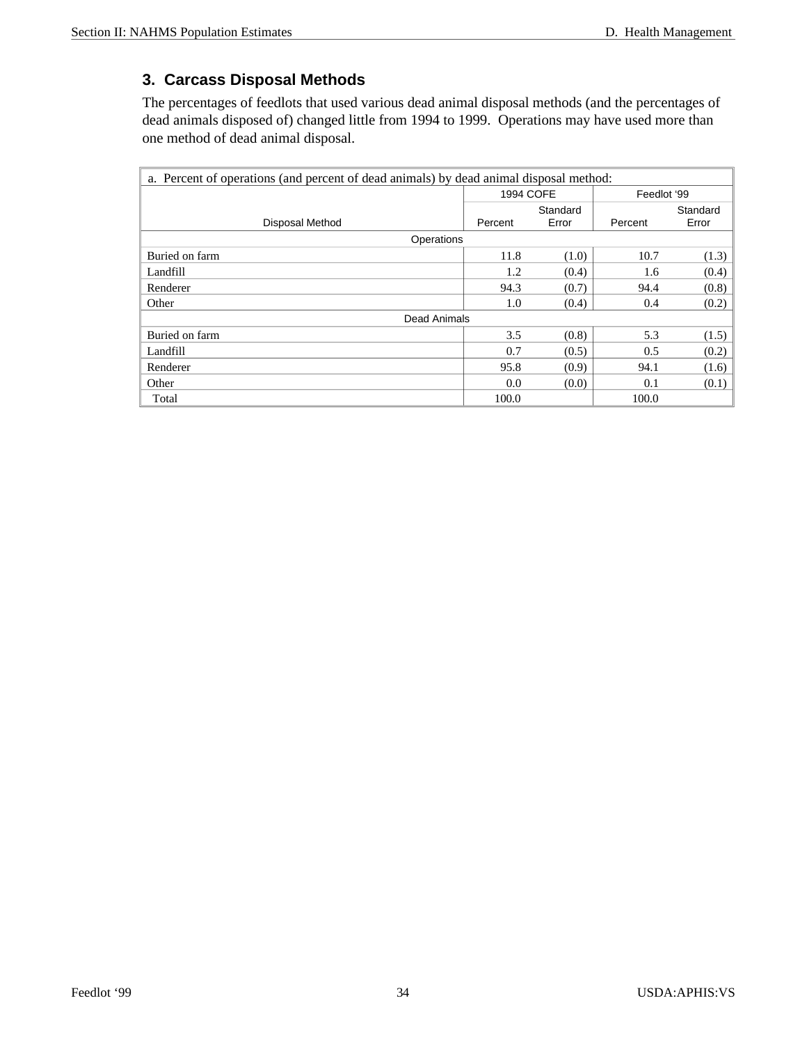### 3. Carcass Disposal Methods

The percentages of feedlots that used various dead animal disposal methods (and the percentages of dead animals disposed of) changed little from 1994 to 1999. Operations may have used more than one method of dead animal disposal.

a. Percent of operations (and percent of dead animals) by dead animal disposal method:

| | 1994 COFE | | Feedlot '99 | |
|---|---|---|---|---|
| Disposal Method | Percent | Standard Error | Percent | Standard Error |
| **Operations** | | | | |
| Buried on farm | 11.8 | (1.0) | 10.7 | (1.3) |
| Landfill | 1.2 | (0.4) | 1.6 | (0.4) |
| Renderer | 94.3 | (0.7) | 94.4 | (0.8) |
| Other | 1.0 | (0.4) | 0.4 | (0.2) |
| **Dead Animals** | | | | |
| Buried on farm | 3.5 | (0.8) | 5.3 | (1.5) |
| Landfill | 0.7 | (0.5) | 0.5 | (0.2) |
| Renderer | 95.8 | (0.9) | 94.1 | (1.6) |
| Other | 0.0 | (0.0) | 0.1 | (0.1) |
| Total | 100.0 | | 100.0 | |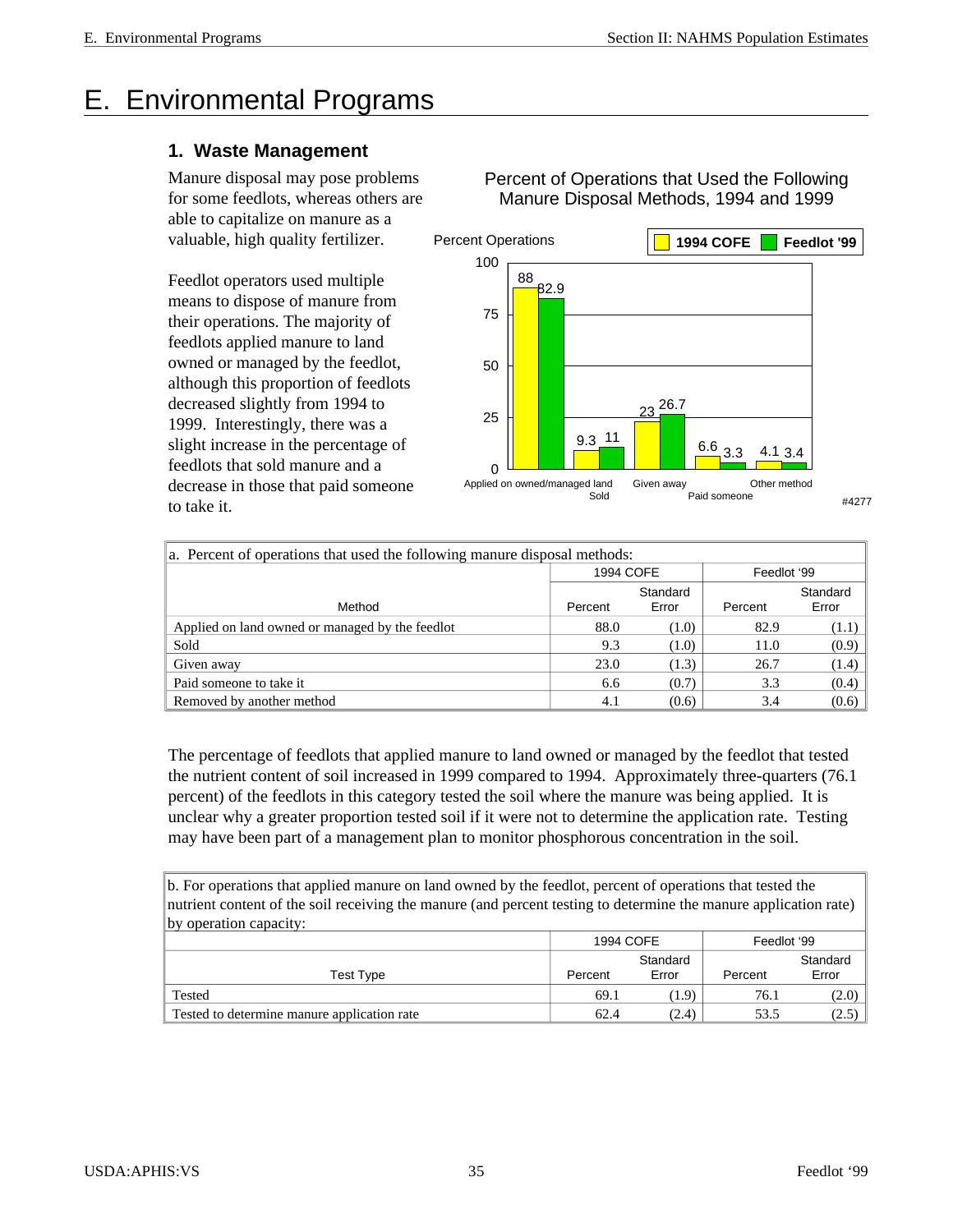# E. Environmental Programs

## 1. Waste Management

Manure disposal may pose problems for some feedlots, whereas others are able to capitalize on manure as a valuable, high quality fertilizer.

Feedlot operators used multiple means to dispose of manure from their operations. The majority of feedlots applied manure to land owned or managed by the feedlot, although this proportion of feedlots decreased slightly from 1994 to 1999. Interestingly, there was a slight increase in the percentage of feedlots that sold manure and a decrease in those that paid someone to take it.

Percent of Operations that Used the Following Manure Disposal Methods, 1994 and 1999

| Method | 1994 COFE | Feedlot '99 |
|---|---|---|
| Applied on owned/managed land | 88 | 82.9 |
| Sold | 9.3 | 11 |
| Given away | 23 | 26.7 |
| Paid someone | 6.6 | 3.3 |
| Other method | 4.1 | 3.4 |

#4277

| a. Percent of operations that used the following manure disposal methods: | | | | |
|---|---|---|---|---|
| | 1994 COFE | | Feedlot '99 | |
| Method | Percent | Standard Error | Percent | Standard Error |
| Applied on land owned or managed by the feedlot | 88.0 | (1.0) | 82.9 | (1.1) |
| Sold | 9.3 | (1.0) | 11.0 | (0.9) |
| Given away | 23.0 | (1.3) | 26.7 | (1.4) |
| Paid someone to take it | 6.6 | (0.7) | 3.3 | (0.4) |
| Removed by another method | 4.1 | (0.6) | 3.4 | (0.6) |

The percentage of feedlots that applied manure to land owned or managed by the feedlot that tested the nutrient content of soil increased in 1999 compared to 1994. Approximately three-quarters (76.1 percent) of the feedlots in this category tested the soil where the manure was being applied. It is unclear why a greater proportion tested soil if it were not to determine the application rate. Testing may have been part of a management plan to monitor phosphorous concentration in the soil.

| b. For operations that applied manure on land owned by the feedlot, percent of operations that tested the nutrient content of the soil receiving the manure (and percent testing to determine the manure application rate) by operation capacity: | | | | |
|---|---|---|---|---|
| | 1994 COFE | | Feedlot '99 | |
| Test Type | Percent | Standard Error | Percent | Standard Error |
| Tested | 69.1 | (1.9) | 76.1 | (2.0) |
| Tested to determine manure application rate | 62.4 | (2.4) | 53.5 | (2.5) |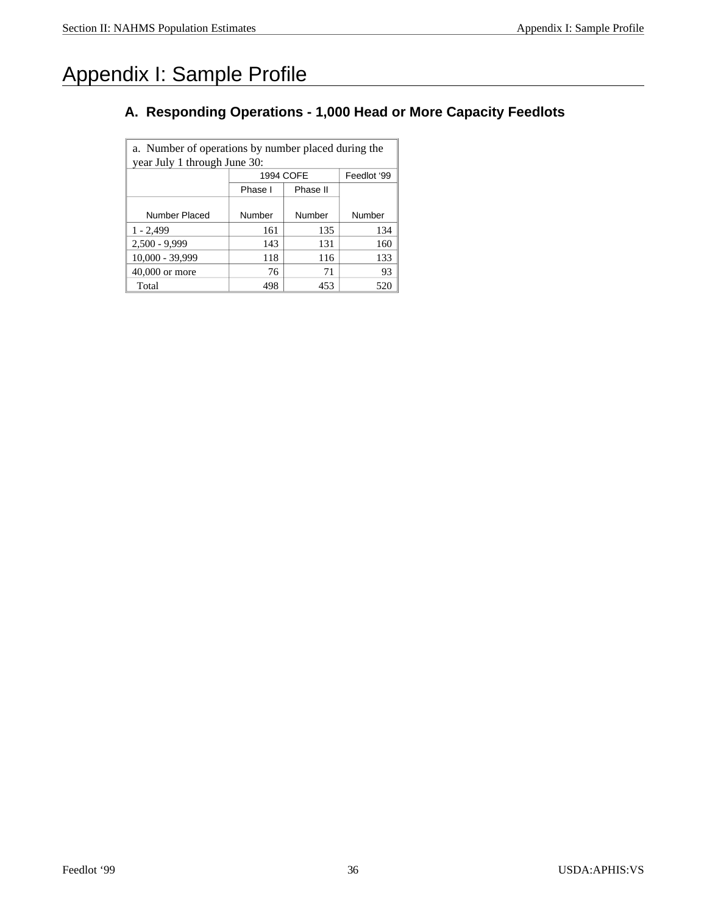# Appendix I: Sample Profile

## A. Responding Operations - 1,000 Head or More Capacity Feedlots

a. Number of operations by number placed during the year July 1 through June 30:

| | 1994 COFE | | Feedlot '99 |
|---|---|---|---|
| | Phase I | Phase II | |
| Number Placed | Number | Number | Number |
| 1 - 2,499 | 161 | 135 | 134 |
| 2,500 - 9,999 | 143 | 131 | 160 |
| 10,000 - 39,999 | 118 | 116 | 133 |
| 40,000 or more | 76 | 71 | 93 |
| Total | 498 | 453 | 520 |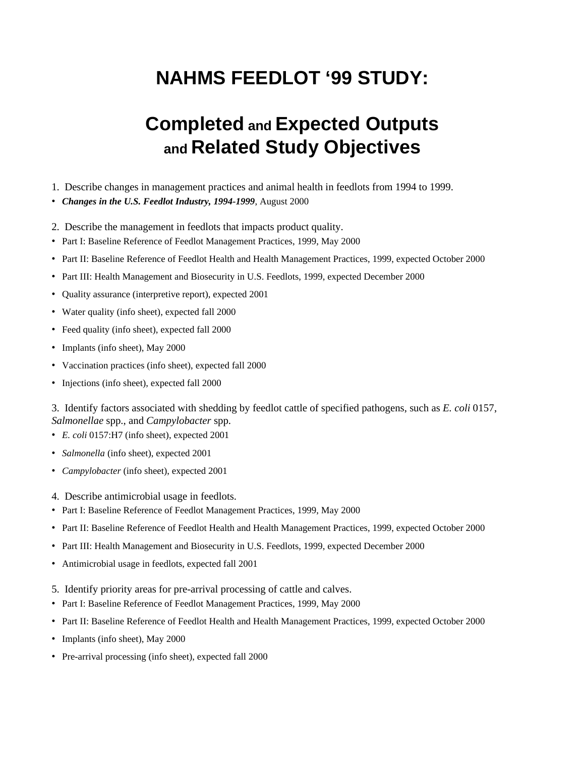# NAHMS FEEDLOT '99 STUDY:

# Completed and Expected Outputs and Related Study Objectives

1. Describe changes in management practices and animal health in feedlots from 1994 to 1999.

- ***Changes in the U.S. Feedlot Industry, 1994-1999***, August 2000

2. Describe the management in feedlots that impacts product quality.

- Part I: Baseline Reference of Feedlot Management Practices, 1999, May 2000
- Part II: Baseline Reference of Feedlot Health and Health Management Practices, 1999, expected October 2000
- Part III: Health Management and Biosecurity in U.S. Feedlots, 1999, expected December 2000
- Quality assurance (interpretive report), expected 2001
- Water quality (info sheet), expected fall 2000
- Feed quality (info sheet), expected fall 2000
- Implants (info sheet), May 2000
- Vaccination practices (info sheet), expected fall 2000
- Injections (info sheet), expected fall 2000

3. Identify factors associated with shedding by feedlot cattle of specified pathogens, such as *E. coli* 0157, *Salmonellae* spp., and *Campylobacter* spp.

- *E. coli* 0157:H7 (info sheet), expected 2001
- *Salmonella* (info sheet), expected 2001
- *Campylobacter* (info sheet), expected 2001

4. Describe antimicrobial usage in feedlots.

- Part I: Baseline Reference of Feedlot Management Practices, 1999, May 2000
- Part II: Baseline Reference of Feedlot Health and Health Management Practices, 1999, expected October 2000
- Part III: Health Management and Biosecurity in U.S. Feedlots, 1999, expected December 2000
- Antimicrobial usage in feedlots, expected fall 2001

5. Identify priority areas for pre-arrival processing of cattle and calves.

- Part I: Baseline Reference of Feedlot Management Practices, 1999, May 2000
- Part II: Baseline Reference of Feedlot Health and Health Management Practices, 1999, expected October 2000
- Implants (info sheet), May 2000
- Pre-arrival processing (info sheet), expected fall 2000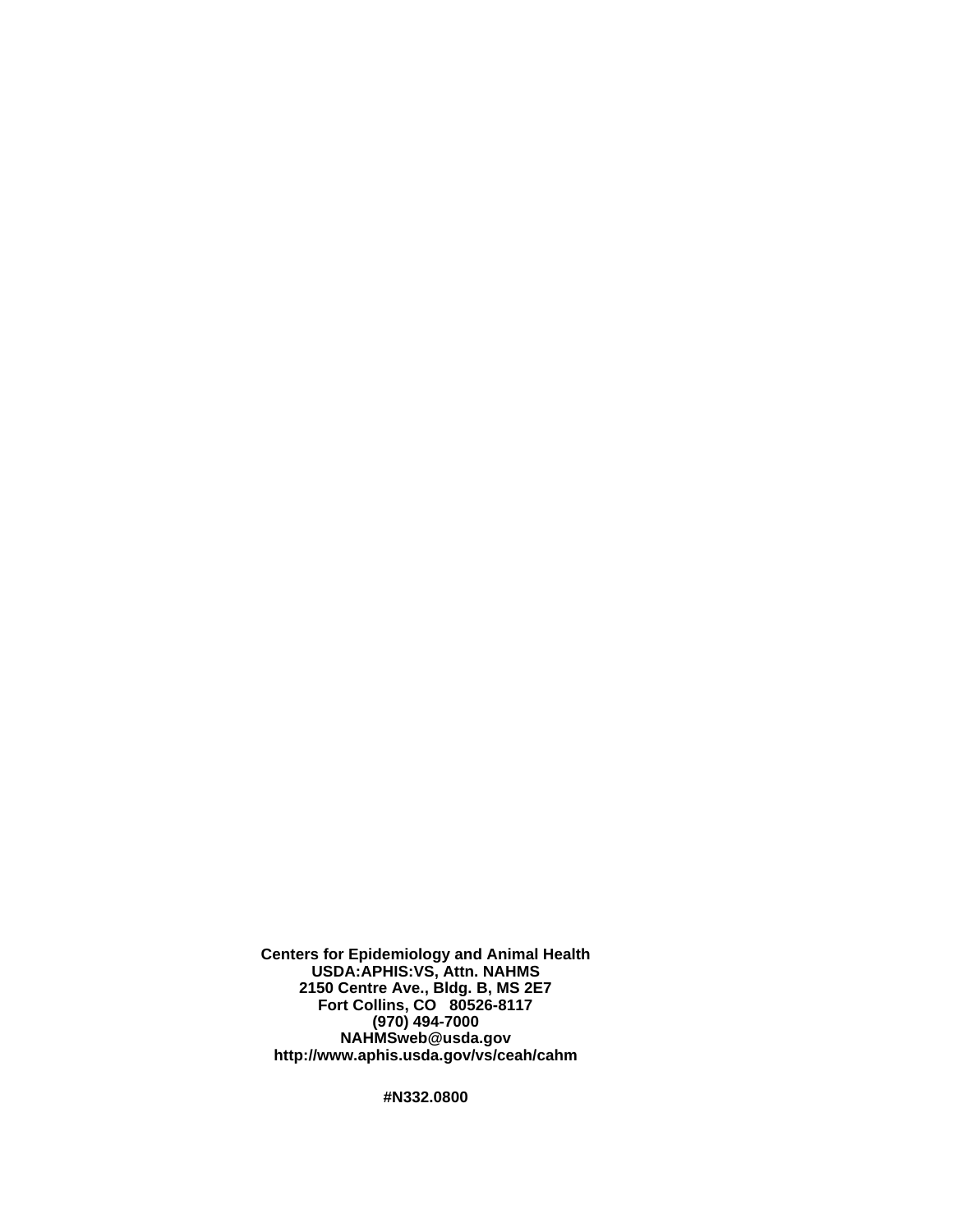**Centers for Epidemiology and Animal Health**
**USDA:APHIS:VS, Attn. NAHMS**
**2150 Centre Ave., Bldg. B, MS 2E7**
**Fort Collins, CO 80526-8117**
**(970) 494-7000**
**NAHMSweb@usda.gov**
**http://www.aphis.usda.gov/vs/ceah/cahm**

**#N332.0800**